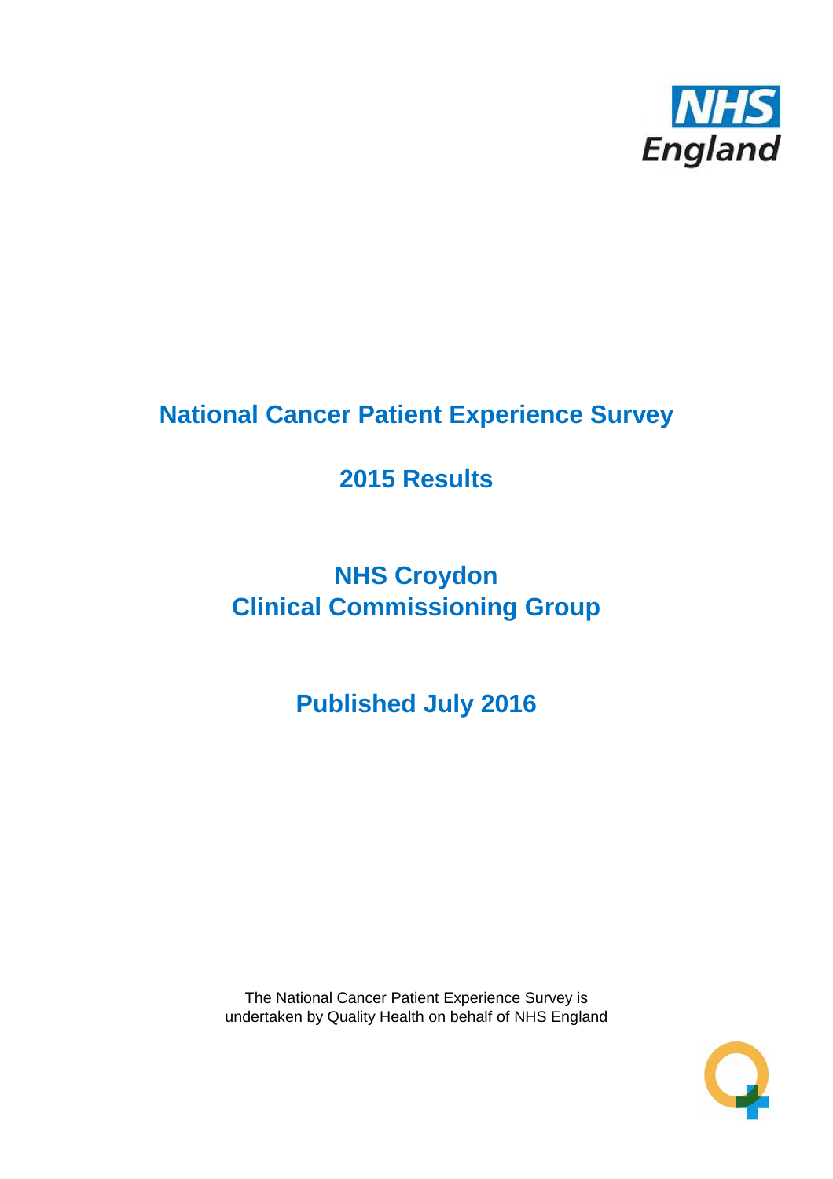NHS England

# National Cancer Patient Experience Survey

## 2015 Results

## NHS Croydon Clinical Commissioning Group

## Published July 2016

The National Cancer Patient Experience Survey is undertaken by Quality Health on behalf of NHS England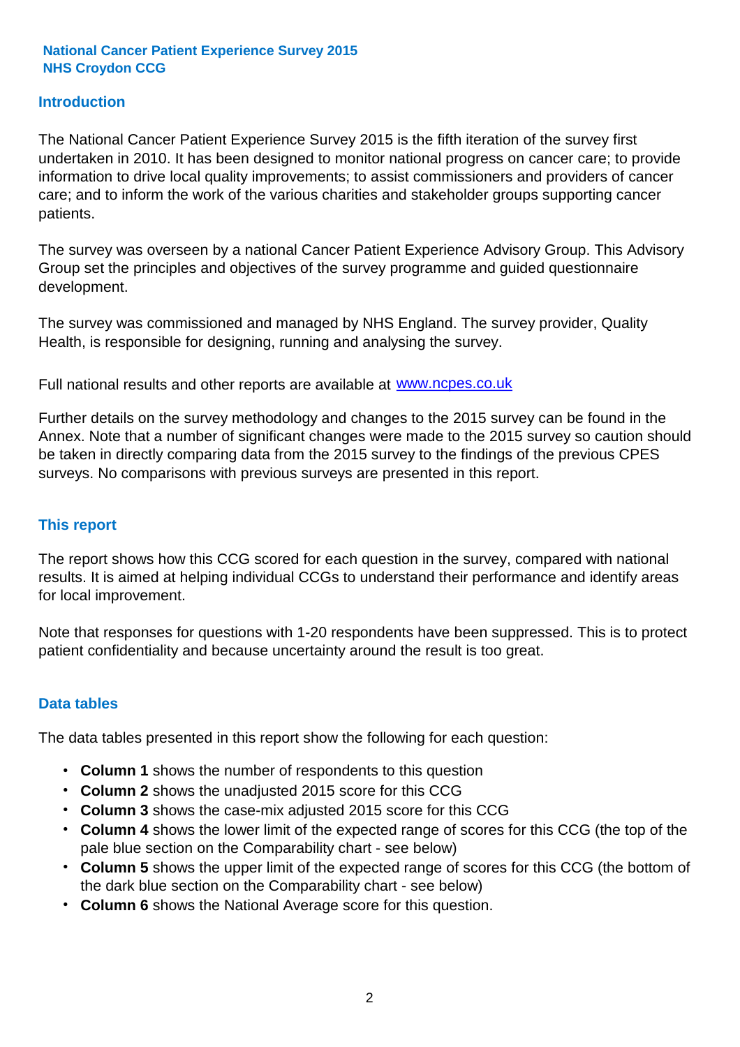**National Cancer Patient Experience Survey 2015**
**NHS Croydon CCG**

## Introduction

The National Cancer Patient Experience Survey 2015 is the fifth iteration of the survey first undertaken in 2010. It has been designed to monitor national progress on cancer care; to provide information to drive local quality improvements; to assist commissioners and providers of cancer care; and to inform the work of the various charities and stakeholder groups supporting cancer patients.

The survey was overseen by a national Cancer Patient Experience Advisory Group. This Advisory Group set the principles and objectives of the survey programme and guided questionnaire development.

The survey was commissioned and managed by NHS England. The survey provider, Quality Health, is responsible for designing, running and analysing the survey.

Full national results and other reports are available at [www.ncpes.co.uk](http://www.ncpes.co.uk)

Further details on the survey methodology and changes to the 2015 survey can be found in the Annex. Note that a number of significant changes were made to the 2015 survey so caution should be taken in directly comparing data from the 2015 survey to the findings of the previous CPES surveys. No comparisons with previous surveys are presented in this report.

## This report

The report shows how this CCG scored for each question in the survey, compared with national results. It is aimed at helping individual CCGs to understand their performance and identify areas for local improvement.

Note that responses for questions with 1-20 respondents have been suppressed. This is to protect patient confidentiality and because uncertainty around the result is too great.

## Data tables

The data tables presented in this report show the following for each question:

- **Column 1** shows the number of respondents to this question
- **Column 2** shows the unadjusted 2015 score for this CCG
- **Column 3** shows the case-mix adjusted 2015 score for this CCG
- **Column 4** shows the lower limit of the expected range of scores for this CCG (the top of the pale blue section on the Comparability chart - see below)
- **Column 5** shows the upper limit of the expected range of scores for this CCG (the bottom of the dark blue section on the Comparability chart - see below)
- **Column 6** shows the National Average score for this question.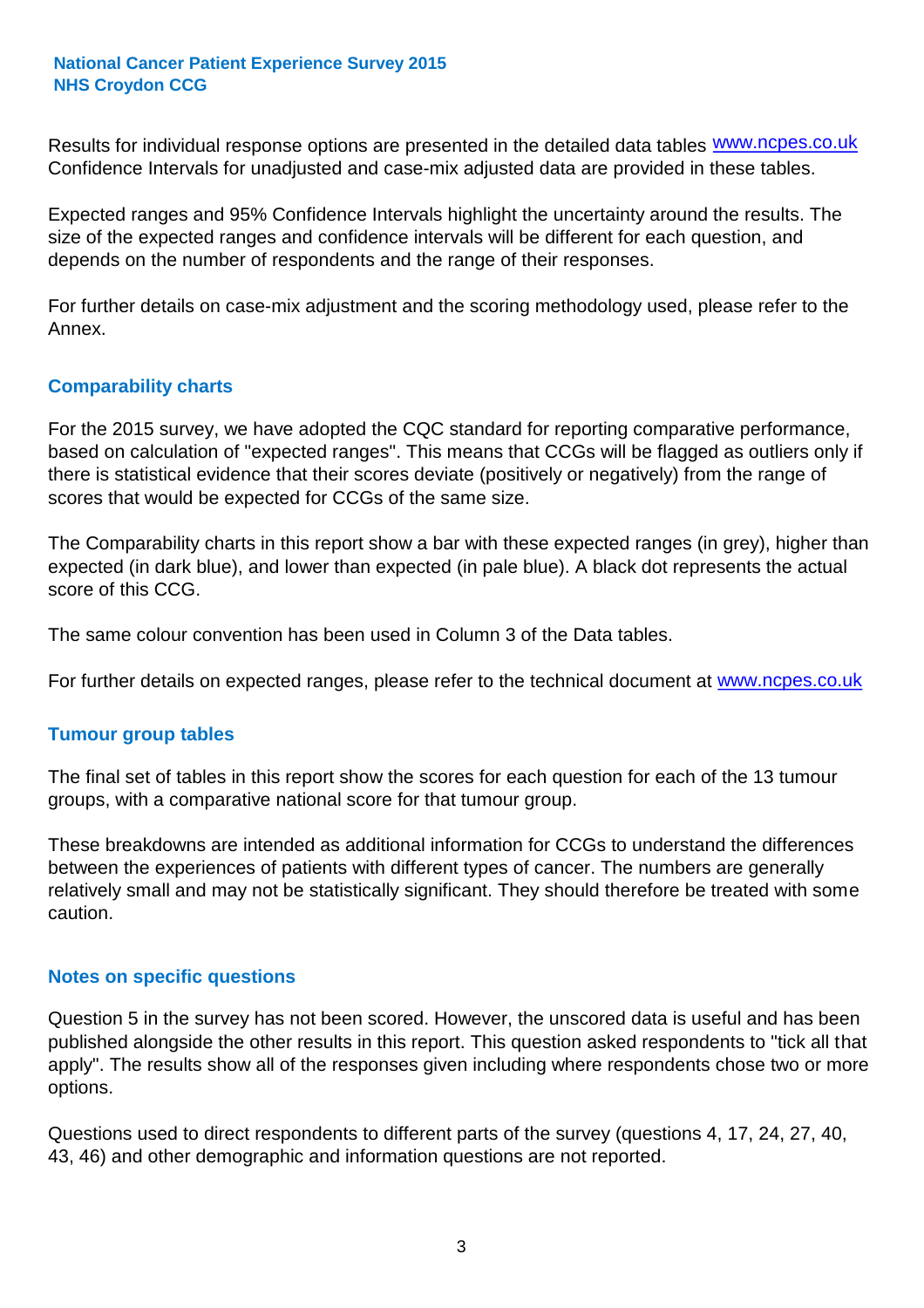Results for individual response options are presented in the detailed data tables www.ncpes.co.uk Confidence Intervals for unadjusted and case-mix adjusted data are provided in these tables.

Expected ranges and 95% Confidence Intervals highlight the uncertainty around the results. The size of the expected ranges and confidence intervals will be different for each question, and depends on the number of respondents and the range of their responses.

For further details on case-mix adjustment and the scoring methodology used, please refer to the Annex.

## Comparability charts

For the 2015 survey, we have adopted the CQC standard for reporting comparative performance, based on calculation of "expected ranges". This means that CCGs will be flagged as outliers only if there is statistical evidence that their scores deviate (positively or negatively) from the range of scores that would be expected for CCGs of the same size.

The Comparability charts in this report show a bar with these expected ranges (in grey), higher than expected (in dark blue), and lower than expected (in pale blue). A black dot represents the actual score of this CCG.

The same colour convention has been used in Column 3 of the Data tables.

For further details on expected ranges, please refer to the technical document at www.ncpes.co.uk

## Tumour group tables

The final set of tables in this report show the scores for each question for each of the 13 tumour groups, with a comparative national score for that tumour group.

These breakdowns are intended as additional information for CCGs to understand the differences between the experiences of patients with different types of cancer. The numbers are generally relatively small and may not be statistically significant. They should therefore be treated with some caution.

## Notes on specific questions

Question 5 in the survey has not been scored. However, the unscored data is useful and has been published alongside the other results in this report. This question asked respondents to "tick all that apply". The results show all of the responses given including where respondents chose two or more options.

Questions used to direct respondents to different parts of the survey (questions 4, 17, 24, 27, 40, 43, 46) and other demographic and information questions are not reported.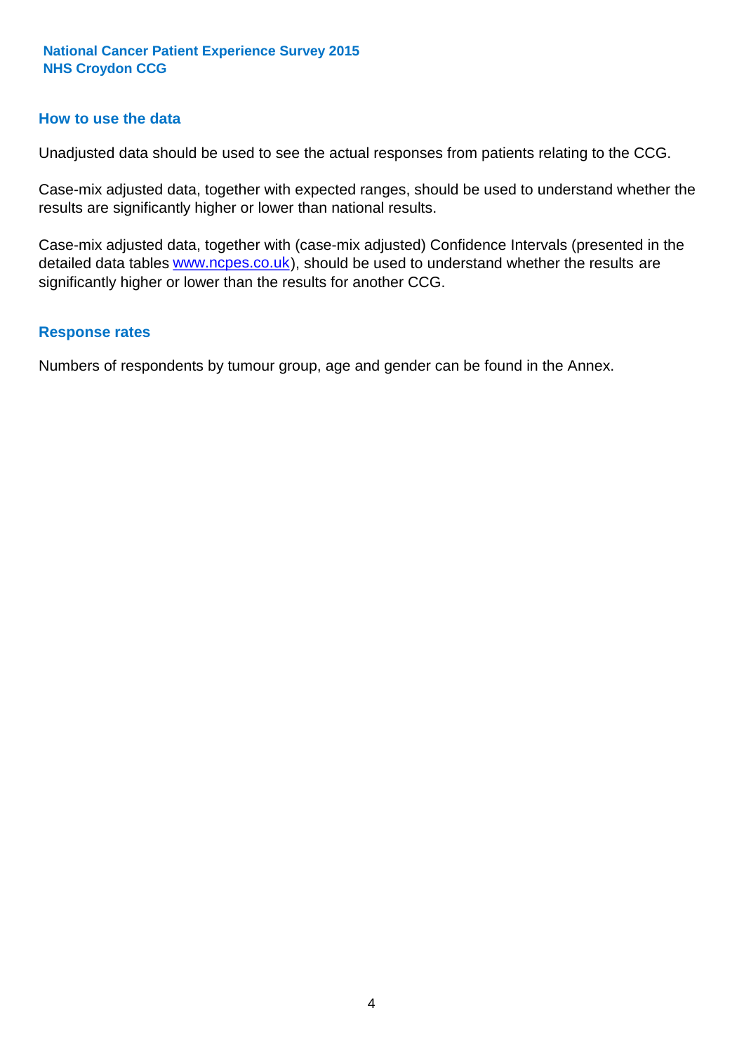## How to use the data

Unadjusted data should be used to see the actual responses from patients relating to the CCG.

Case-mix adjusted data, together with expected ranges, should be used to understand whether the results are significantly higher or lower than national results.

Case-mix adjusted data, together with (case-mix adjusted) Confidence Intervals (presented in the detailed data tables [www.ncpes.co.uk](http://www.ncpes.co.uk)), should be used to understand whether the results are significantly higher or lower than the results for another CCG.

## Response rates

Numbers of respondents by tumour group, age and gender can be found in the Annex.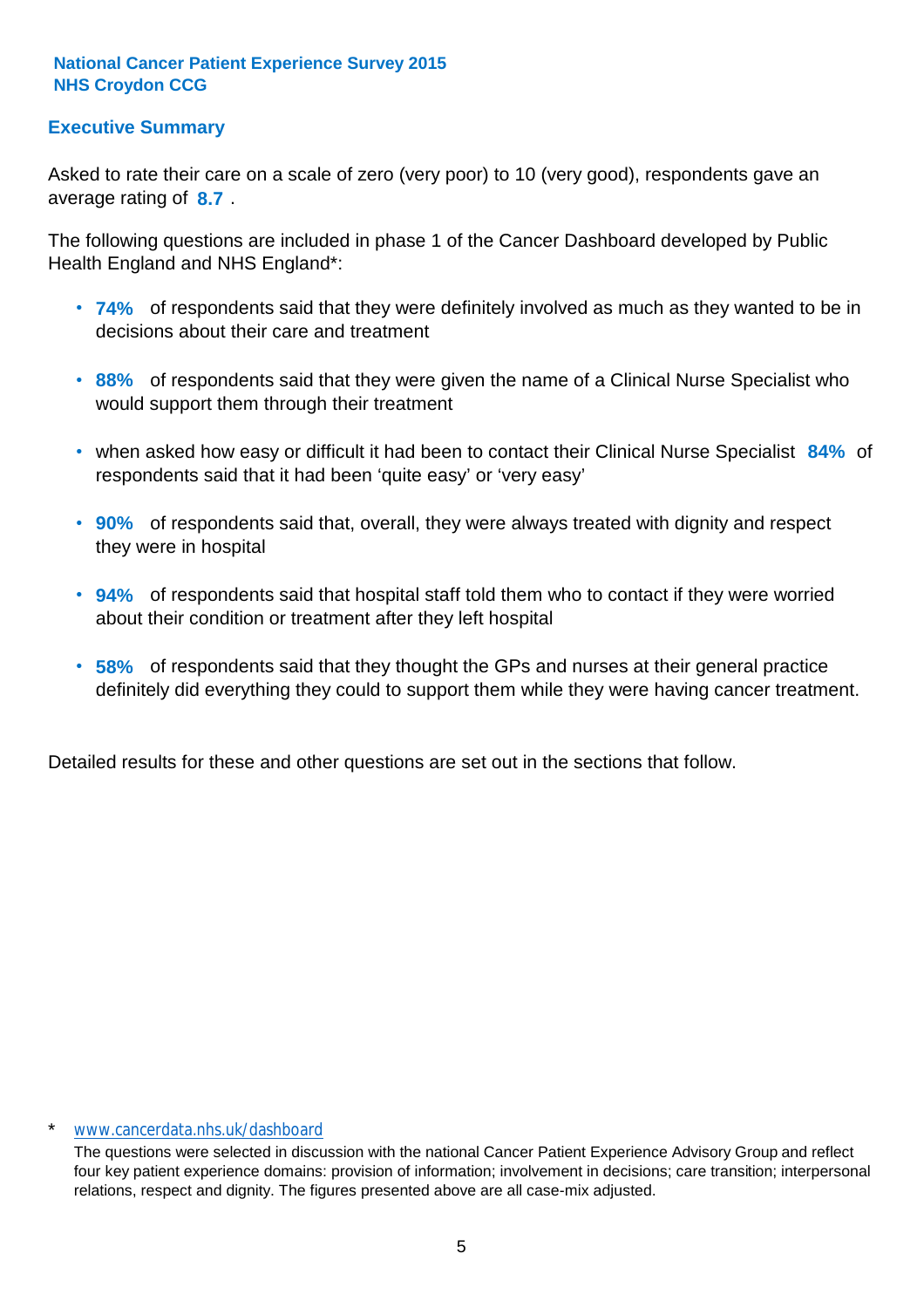**National Cancer Patient Experience Survey 2015**
**NHS Croydon CCG**

## Executive Summary

Asked to rate their care on a scale of zero (very poor) to 10 (very good), respondents gave an average rating of **8.7** .

The following questions are included in phase 1 of the Cancer Dashboard developed by Public Health England and NHS England*:

- **74%** of respondents said that they were definitely involved as much as they wanted to be in decisions about their care and treatment
- **88%** of respondents said that they were given the name of a Clinical Nurse Specialist who would support them through their treatment
- when asked how easy or difficult it had been to contact their Clinical Nurse Specialist **84%** of respondents said that it had been 'quite easy' or 'very easy'
- **90%** of respondents said that, overall, they were always treated with dignity and respect they were in hospital
- **94%** of respondents said that hospital staff told them who to contact if they were worried about their condition or treatment after they left hospital
- **58%** of respondents said that they thought the GPs and nurses at their general practice definitely did everything they could to support them while they were having cancer treatment.

Detailed results for these and other questions are set out in the sections that follow.

\* www.cancerdata.nhs.uk/dashboard

The questions were selected in discussion with the national Cancer Patient Experience Advisory Group and reflect four key patient experience domains: provision of information; involvement in decisions; care transition; interpersonal relations, respect and dignity. The figures presented above are all case-mix adjusted.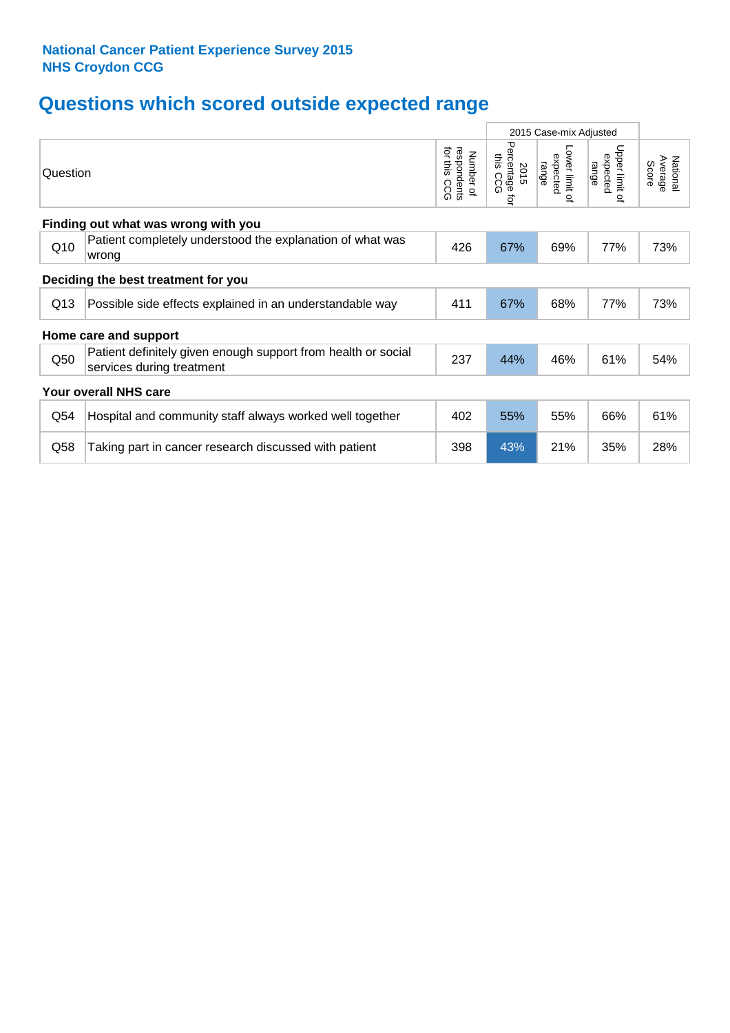**National Cancer Patient Experience Survey 2015**
**NHS Croydon CCG**

## Questions which scored outside expected range

| Question | | Number of respondents for this CCG | 2015 Case-mix Adjusted: 2015 Percentage for this CCG | Lower limit of expected range | Upper limit of expected range | National Average Score |
|---|---|---|---|---|---|---|
| **Finding out what was wrong with you** | | | | | | |
| Q10 | Patient completely understood the explanation of what was wrong | 426 | 67% | 69% | 77% | 73% |
| **Deciding the best treatment for you** | | | | | | |
| Q13 | Possible side effects explained in an understandable way | 411 | 67% | 68% | 77% | 73% |
| **Home care and support** | | | | | | |
| Q50 | Patient definitely given enough support from health or social services during treatment | 237 | 44% | 46% | 61% | 54% |
| **Your overall NHS care** | | | | | | |
| Q54 | Hospital and community staff always worked well together | 402 | 55% | 55% | 66% | 61% |
| Q58 | Taking part in cancer research discussed with patient | 398 | 43% | 21% | 35% | 28% |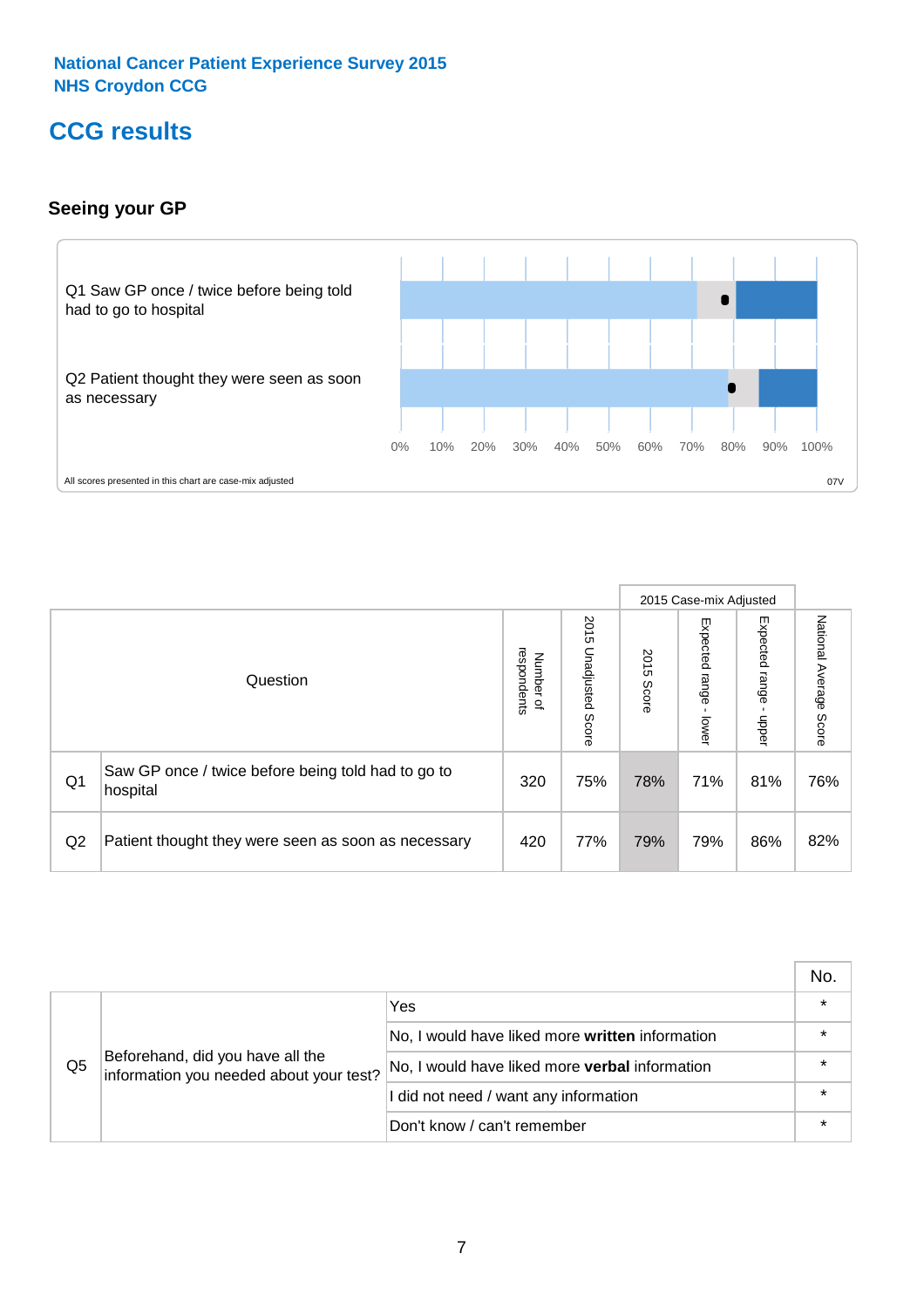National Cancer Patient Experience Survey 2015
NHS Croydon CCG

# CCG results

## Seeing your GP

Q1 Saw GP once / twice before being told had to go to hospital

Q2 Patient thought they were seen as soon as necessary

0% 10% 20% 30% 40% 50% 60% 70% 80% 90% 100%

All scores presented in this chart are case-mix adjusted

07V

| | Question | Number of respondents | 2015 Unadjusted Score | 2015 Case-mix Adjusted: 2015 Score | 2015 Case-mix Adjusted: Expected range - lower | 2015 Case-mix Adjusted: Expected range - upper | National Average Score |
|---|---|---|---|---|---|---|---|
| Q1 | Saw GP once / twice before being told had to go to hospital | 320 | 75% | 78% | 71% | 81% | 76% |
| Q2 | Patient thought they were seen as soon as necessary | 420 | 77% | 79% | 79% | 86% | 82% |

| | | | No. |
|---|---|---|---|
| Q5 | Beforehand, did you have all the information you needed about your test? | Yes | * |
| | | No, I would have liked more **written** information | * |
| | | No, I would have liked more **verbal** information | * |
| | | I did not need / want any information | * |
| | | Don't know / can't remember | * |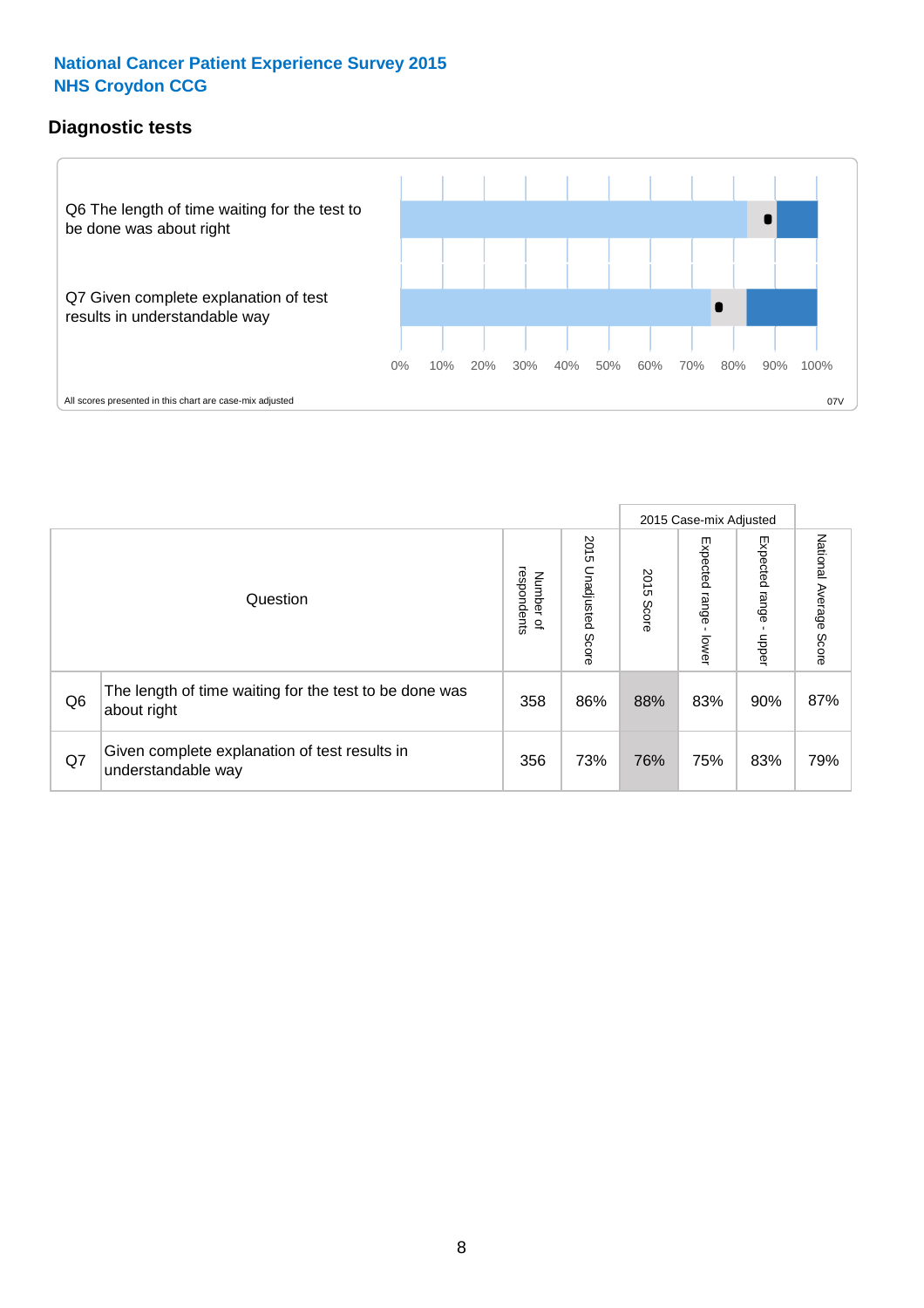National Cancer Patient Experience Survey 2015
NHS Croydon CCG

## Diagnostic tests

Q6 The length of time waiting for the test to be done was about right

Q7 Given complete explanation of test results in understandable way

0% 10% 20% 30% 40% 50% 60% 70% 80% 90% 100%

All scores presented in this chart are case-mix adjusted

07V

| Question | | Number of respondents | 2015 Unadjusted Score | 2015 Case-mix Adjusted: 2015 Score | 2015 Case-mix Adjusted: Expected range - lower | 2015 Case-mix Adjusted: Expected range - upper | National Average Score |
|---|---|---|---|---|---|---|---|
| Q6 | The length of time waiting for the test to be done was about right | 358 | 86% | 88% | 83% | 90% | 87% |
| Q7 | Given complete explanation of test results in understandable way | 356 | 73% | 76% | 75% | 83% | 79% |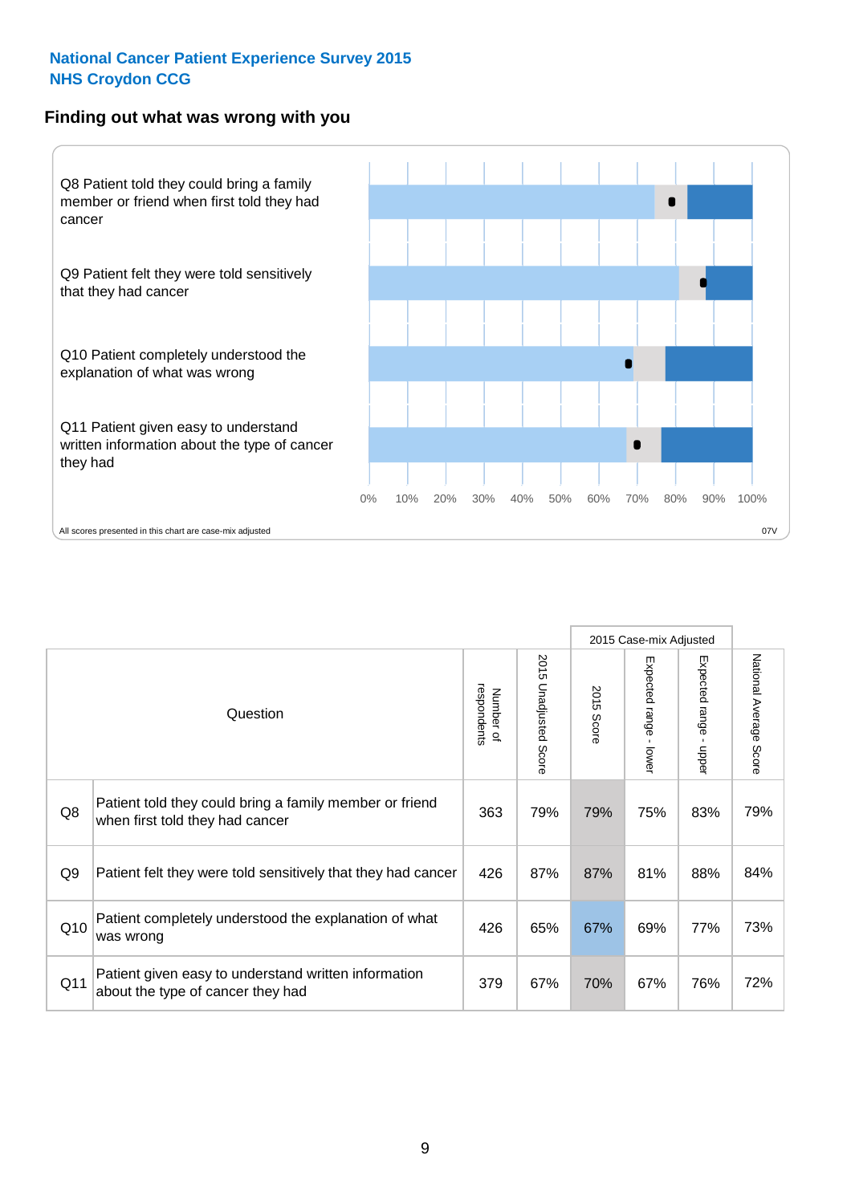National Cancer Patient Experience Survey 2015
NHS Croydon CCG

## Finding out what was wrong with you

Q8 Patient told they could bring a family member or friend when first told they had cancer

Q9 Patient felt they were told sensitively that they had cancer

Q10 Patient completely understood the explanation of what was wrong

Q11 Patient given easy to understand written information about the type of cancer they had

0% 10% 20% 30% 40% 50% 60% 70% 80% 90% 100%

All scores presented in this chart are case-mix adjusted

07V

| | Question | Number of respondents | 2015 Unadjusted Score | 2015 Case-mix Adjusted: 2015 Score | 2015 Case-mix Adjusted: Expected range - lower | 2015 Case-mix Adjusted: Expected range - upper | National Average Score |
|---|---|---|---|---|---|---|---|
| Q8 | Patient told they could bring a family member or friend when first told they had cancer | 363 | 79% | 79% | 75% | 83% | 79% |
| Q9 | Patient felt they were told sensitively that they had cancer | 426 | 87% | 87% | 81% | 88% | 84% |
| Q10 | Patient completely understood the explanation of what was wrong | 426 | 65% | 67% | 69% | 77% | 73% |
| Q11 | Patient given easy to understand written information about the type of cancer they had | 379 | 67% | 70% | 67% | 76% | 72% |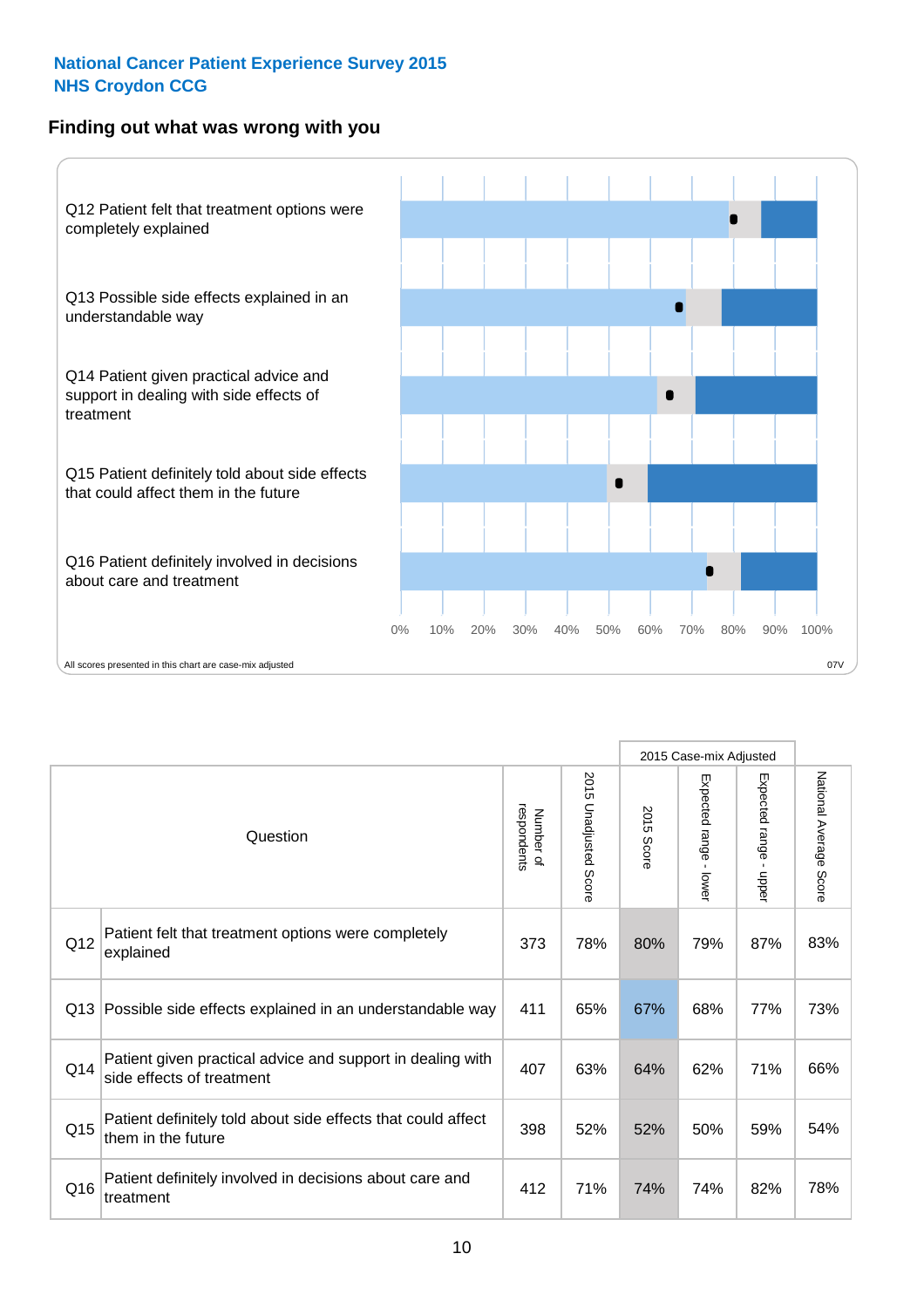National Cancer Patient Experience Survey 2015
NHS Croydon CCG

## Finding out what was wrong with you

Q12 Patient felt that treatment options were completely explained

Q13 Possible side effects explained in an understandable way

Q14 Patient given practical advice and support in dealing with side effects of treatment

Q15 Patient definitely told about side effects that could affect them in the future

Q16 Patient definitely involved in decisions about care and treatment

0% 10% 20% 30% 40% 50% 60% 70% 80% 90% 100%

All scores presented in this chart are case-mix adjusted

07V

| | Question | Number of respondents | 2015 Unadjusted Score | 2015 Case-mix Adjusted | | | National Average Score |
|---|---|---|---|---|---|---|---|
| | | | | 2015 Score | Expected range - lower | Expected range - upper | |
| Q12 | Patient felt that treatment options were completely explained | 373 | 78% | 80% | 79% | 87% | 83% |
| Q13 | Possible side effects explained in an understandable way | 411 | 65% | 67% | 68% | 77% | 73% |
| Q14 | Patient given practical advice and support in dealing with side effects of treatment | 407 | 63% | 64% | 62% | 71% | 66% |
| Q15 | Patient definitely told about side effects that could affect them in the future | 398 | 52% | 52% | 50% | 59% | 54% |
| Q16 | Patient definitely involved in decisions about care and treatment | 412 | 71% | 74% | 74% | 82% | 78% |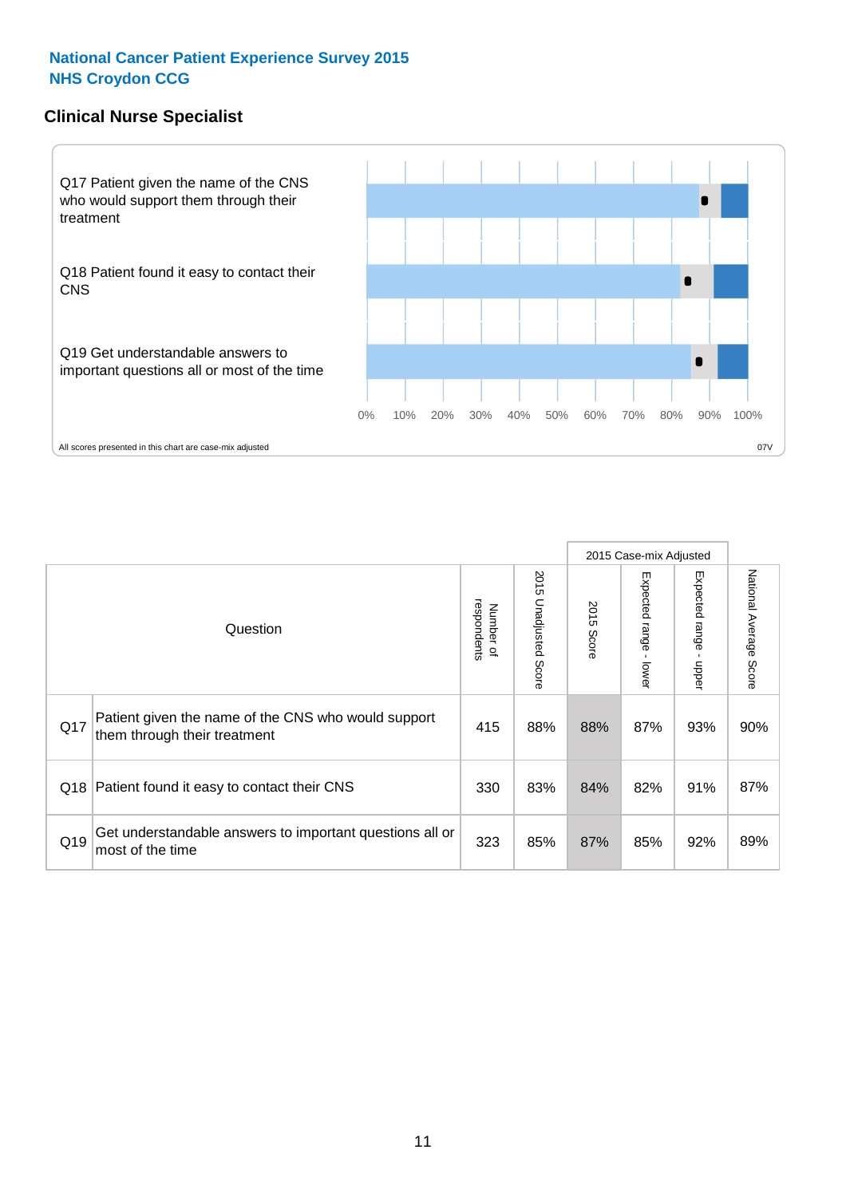National Cancer Patient Experience Survey 2015
NHS Croydon CCG

## Clinical Nurse Specialist

Q17 Patient given the name of the CNS who would support them through their treatment

Q18 Patient found it easy to contact their CNS

Q19 Get understandable answers to important questions all or most of the time

0% 10% 20% 30% 40% 50% 60% 70% 80% 90% 100%

All scores presented in this chart are case-mix adjusted

07V

| Question | | Number of respondents | 2015 Unadjusted Score | 2015 Case-mix Adjusted | | | National Average Score |
|---|---|---|---|---|---|---|---|
| | | | | 2015 Score | Expected range - lower | Expected range - upper | |
| Q17 | Patient given the name of the CNS who would support them through their treatment | 415 | 88% | 88% | 87% | 93% | 90% |
| Q18 | Patient found it easy to contact their CNS | 330 | 83% | 84% | 82% | 91% | 87% |
| Q19 | Get understandable answers to important questions all or most of the time | 323 | 85% | 87% | 85% | 92% | 89% |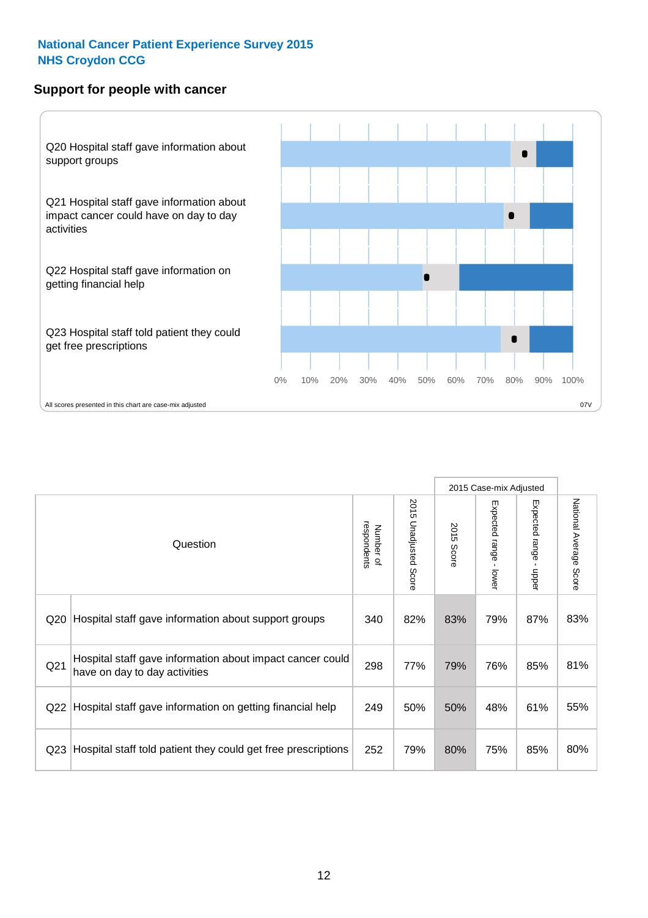National Cancer Patient Experience Survey 2015
NHS Croydon CCG

## Support for people with cancer

Q20 Hospital staff gave information about support groups

Q21 Hospital staff gave information about impact cancer could have on day to day activities

Q22 Hospital staff gave information on getting financial help

Q23 Hospital staff told patient they could get free prescriptions

0% 10% 20% 30% 40% 50% 60% 70% 80% 90% 100%

All scores presented in this chart are case-mix adjusted

07V

| Question | | Number of respondents | 2015 Unadjusted Score | 2015 Case-mix Adjusted | | | National Average Score |
|---|---|---|---|---|---|---|---|
| | | | | 2015 Score | Expected range - lower | Expected range - upper | |
| Q20 | Hospital staff gave information about support groups | 340 | 82% | 83% | 79% | 87% | 83% |
| Q21 | Hospital staff gave information about impact cancer could have on day to day activities | 298 | 77% | 79% | 76% | 85% | 81% |
| Q22 | Hospital staff gave information on getting financial help | 249 | 50% | 50% | 48% | 61% | 55% |
| Q23 | Hospital staff told patient they could get free prescriptions | 252 | 79% | 80% | 75% | 85% | 80% |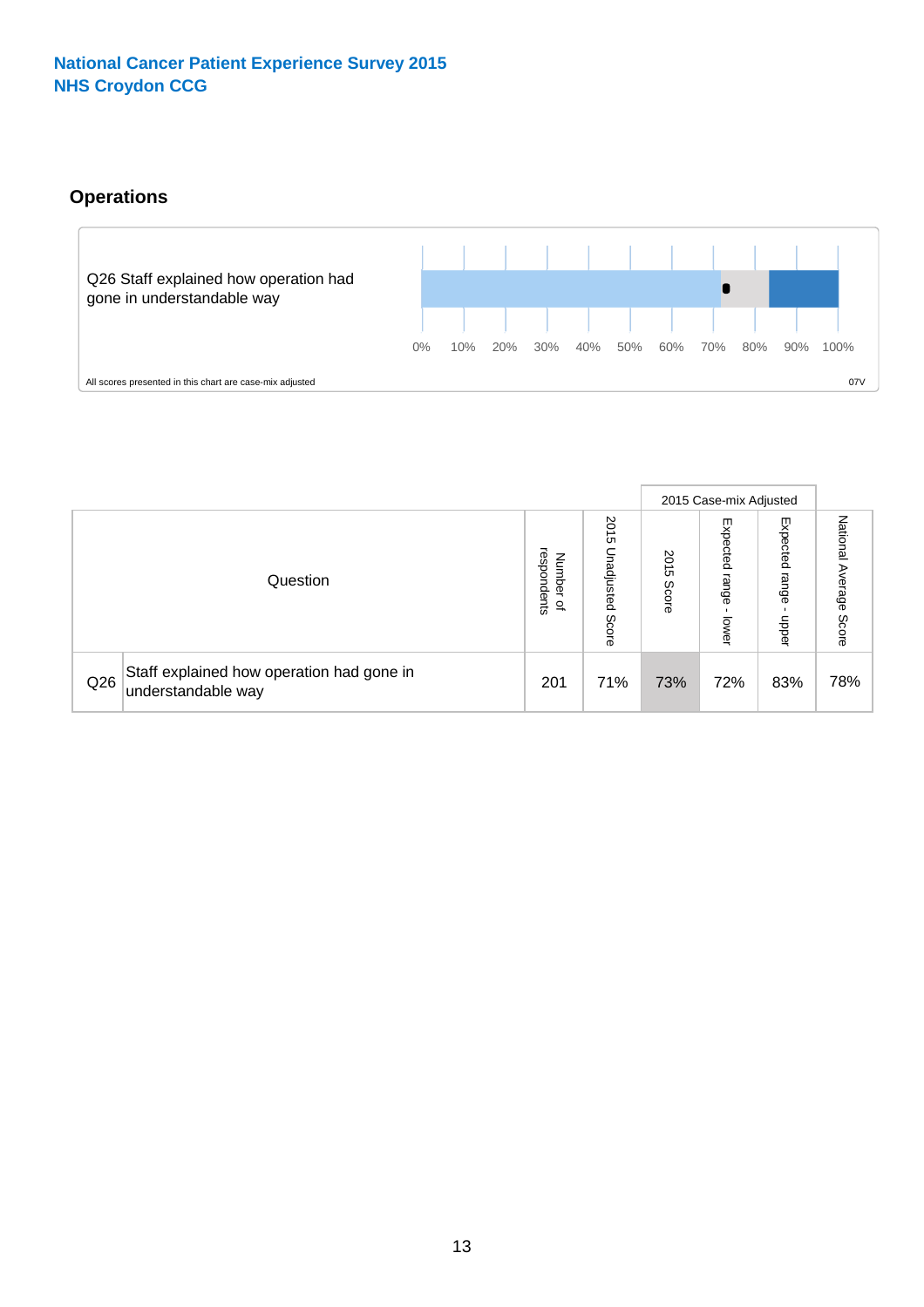National Cancer Patient Experience Survey 2015
NHS Croydon CCG

## Operations

Q26 Staff explained how operation had gone in understandable way

0% 10% 20% 30% 40% 50% 60% 70% 80% 90% 100%

All scores presented in this chart are case-mix adjusted

07V

| | Question | Number of respondents | 2015 Unadjusted Score | 2015 Case-mix Adjusted: 2015 Score | 2015 Case-mix Adjusted: Expected range - lower | 2015 Case-mix Adjusted: Expected range - upper | National Average Score |
|---|---|---|---|---|---|---|---|
| Q26 | Staff explained how operation had gone in understandable way | 201 | 71% | 73% | 72% | 83% | 78% |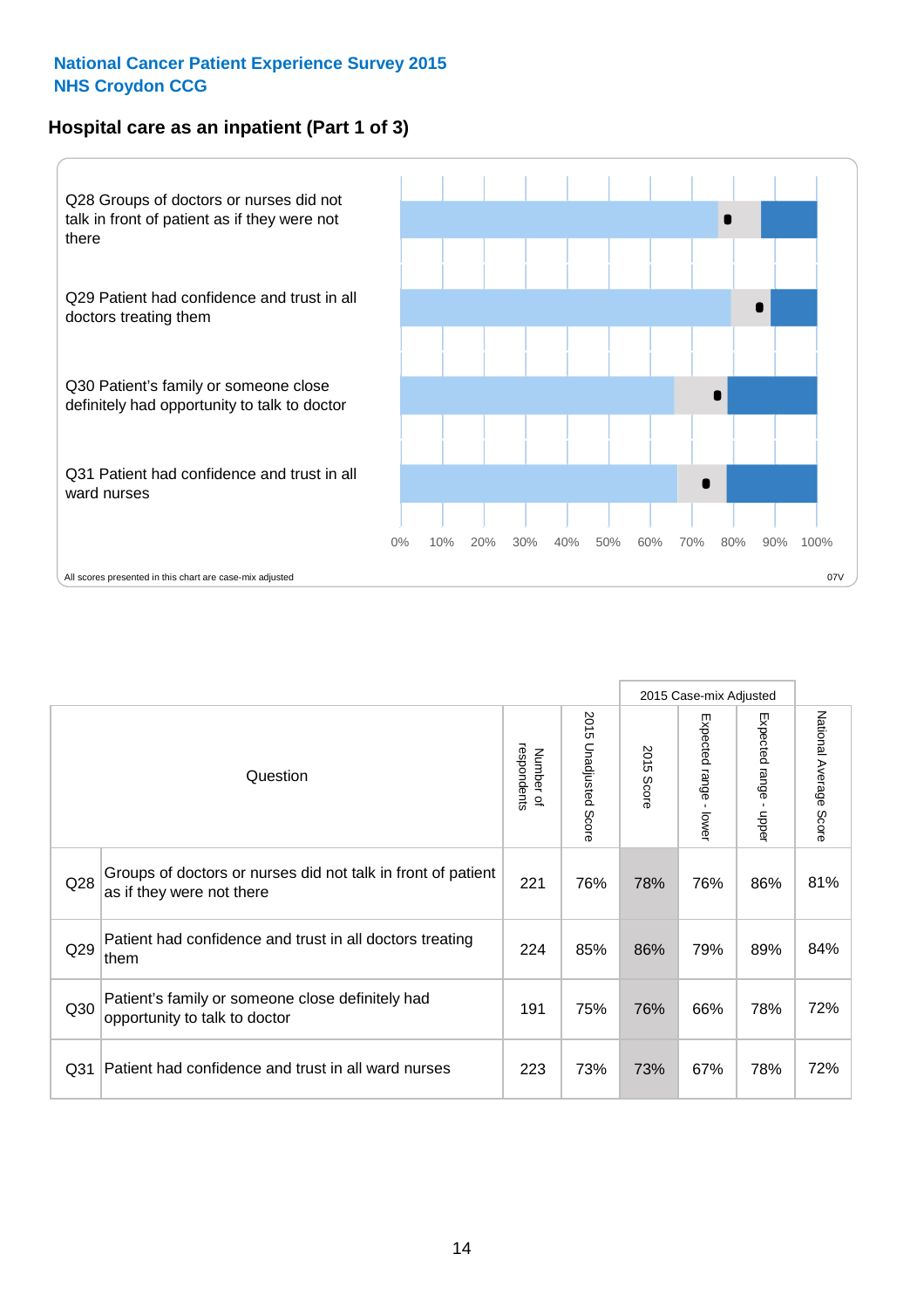**National Cancer Patient Experience Survey 2015**
**NHS Croydon CCG**

## Hospital care as an inpatient (Part 1 of 3)

Q28 Groups of doctors or nurses did not talk in front of patient as if they were not there

Q29 Patient had confidence and trust in all doctors treating them

Q30 Patient's family or someone close definitely had opportunity to talk to doctor

Q31 Patient had confidence and trust in all ward nurses

0% 10% 20% 30% 40% 50% 60% 70% 80% 90% 100%

All scores presented in this chart are case-mix adjusted

07V

| | Question | Number of respondents | 2015 Unadjusted Score | 2015 Case-mix Adjusted: 2015 Score | 2015 Case-mix Adjusted: Expected range - lower | 2015 Case-mix Adjusted: Expected range - upper | National Average Score |
|---|---|---|---|---|---|---|---|
| Q28 | Groups of doctors or nurses did not talk in front of patient as if they were not there | 221 | 76% | 78% | 76% | 86% | 81% |
| Q29 | Patient had confidence and trust in all doctors treating them | 224 | 85% | 86% | 79% | 89% | 84% |
| Q30 | Patient's family or someone close definitely had opportunity to talk to doctor | 191 | 75% | 76% | 66% | 78% | 72% |
| Q31 | Patient had confidence and trust in all ward nurses | 223 | 73% | 73% | 67% | 78% | 72% |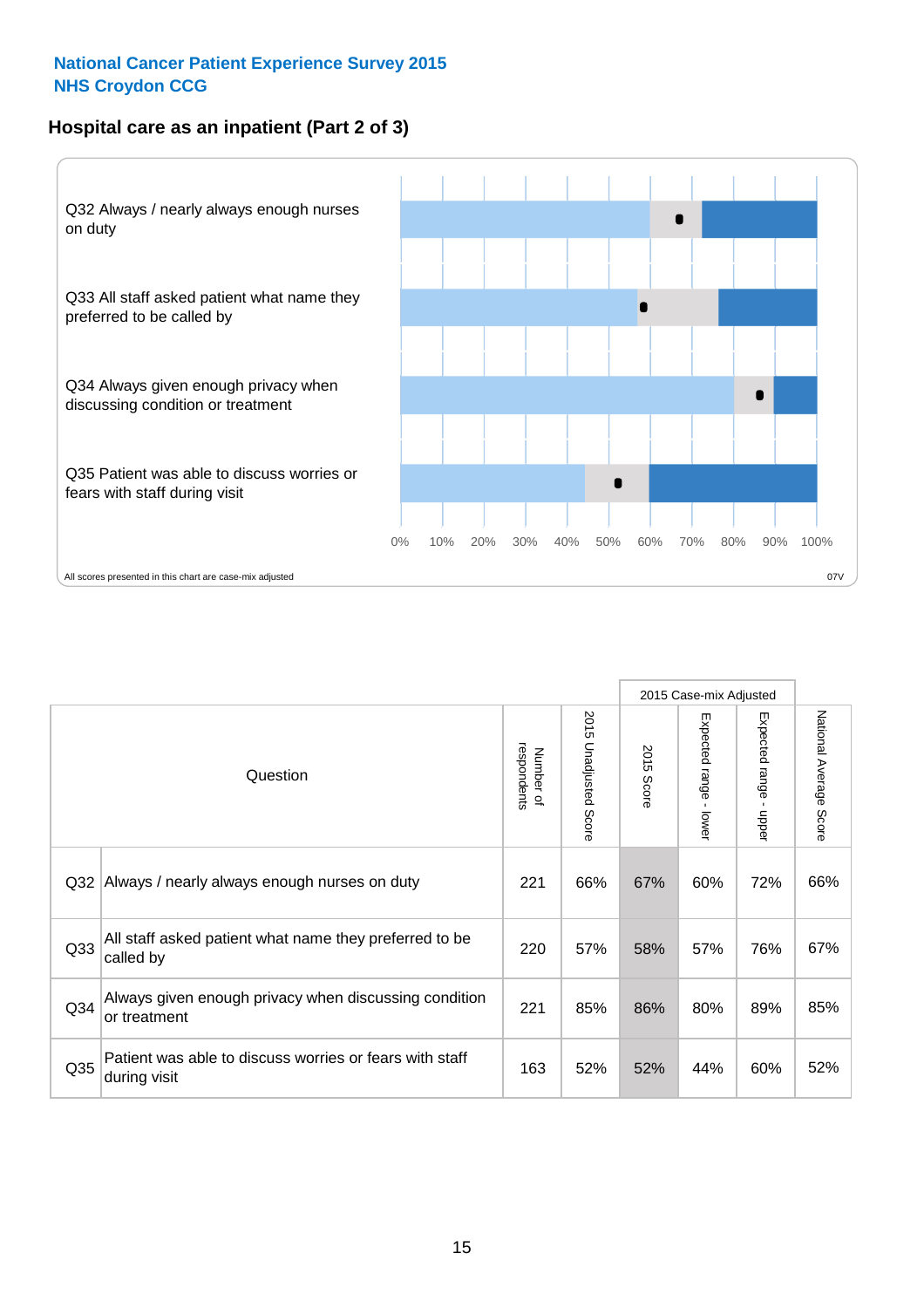National Cancer Patient Experience Survey 2015
NHS Croydon CCG

## Hospital care as an inpatient (Part 2 of 3)

Q32 Always / nearly always enough nurses on duty

Q33 All staff asked patient what name they preferred to be called by

Q34 Always given enough privacy when discussing condition or treatment

Q35 Patient was able to discuss worries or fears with staff during visit

0% 10% 20% 30% 40% 50% 60% 70% 80% 90% 100%

All scores presented in this chart are case-mix adjusted

07V

| Question | | Number of respondents | 2015 Unadjusted Score | 2015 Case-mix Adjusted | | | National Average Score |
|---|---|---|---|---|---|---|---|
| | | | | 2015 Score | Expected range - lower | Expected range - upper | |
| Q32 | Always / nearly always enough nurses on duty | 221 | 66% | 67% | 60% | 72% | 66% |
| Q33 | All staff asked patient what name they preferred to be called by | 220 | 57% | 58% | 57% | 76% | 67% |
| Q34 | Always given enough privacy when discussing condition or treatment | 221 | 85% | 86% | 80% | 89% | 85% |
| Q35 | Patient was able to discuss worries or fears with staff during visit | 163 | 52% | 52% | 44% | 60% | 52% |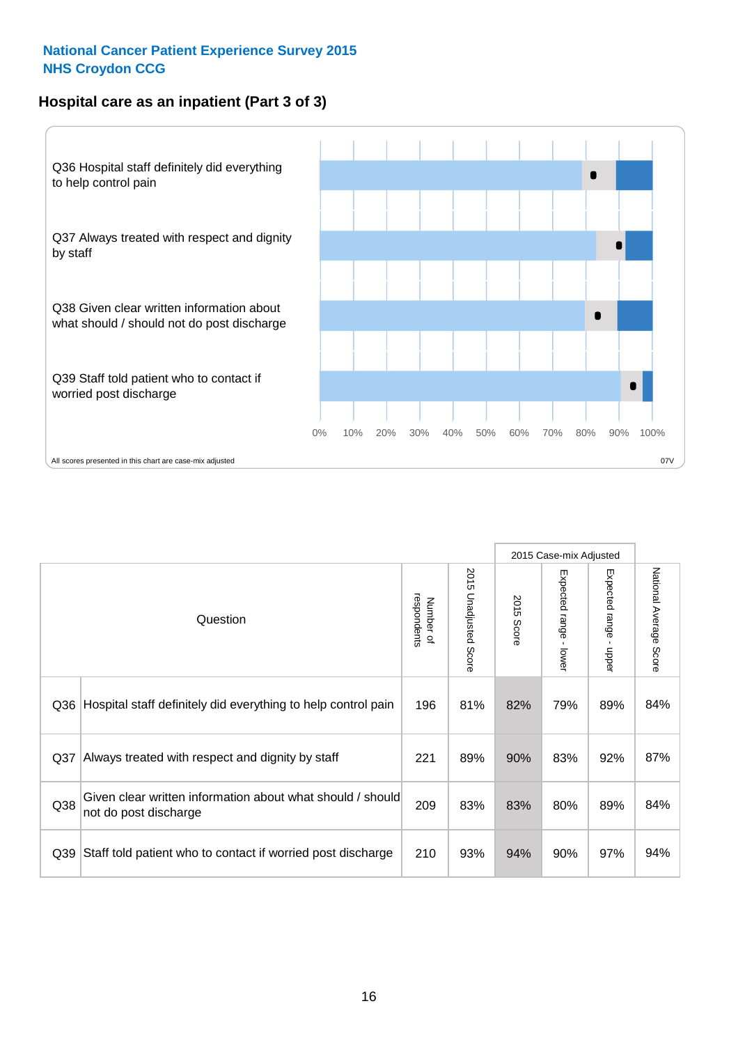National Cancer Patient Experience Survey 2015
NHS Croydon CCG

## Hospital care as an inpatient (Part 3 of 3)

Q36 Hospital staff definitely did everything to help control pain

Q37 Always treated with respect and dignity by staff

Q38 Given clear written information about what should / should not do post discharge

Q39 Staff told patient who to contact if worried post discharge

0% 10% 20% 30% 40% 50% 60% 70% 80% 90% 100%

All scores presented in this chart are case-mix adjusted

07V

| Question | | Number of respondents | 2015 Unadjusted Score | 2015 Case-mix Adjusted: 2015 Score | 2015 Case-mix Adjusted: Expected range - lower | 2015 Case-mix Adjusted: Expected range - upper | National Average Score |
|---|---|---|---|---|---|---|---|
| Q36 | Hospital staff definitely did everything to help control pain | 196 | 81% | 82% | 79% | 89% | 84% |
| Q37 | Always treated with respect and dignity by staff | 221 | 89% | 90% | 83% | 92% | 87% |
| Q38 | Given clear written information about what should / should not do post discharge | 209 | 83% | 83% | 80% | 89% | 84% |
| Q39 | Staff told patient who to contact if worried post discharge | 210 | 93% | 94% | 90% | 97% | 94% |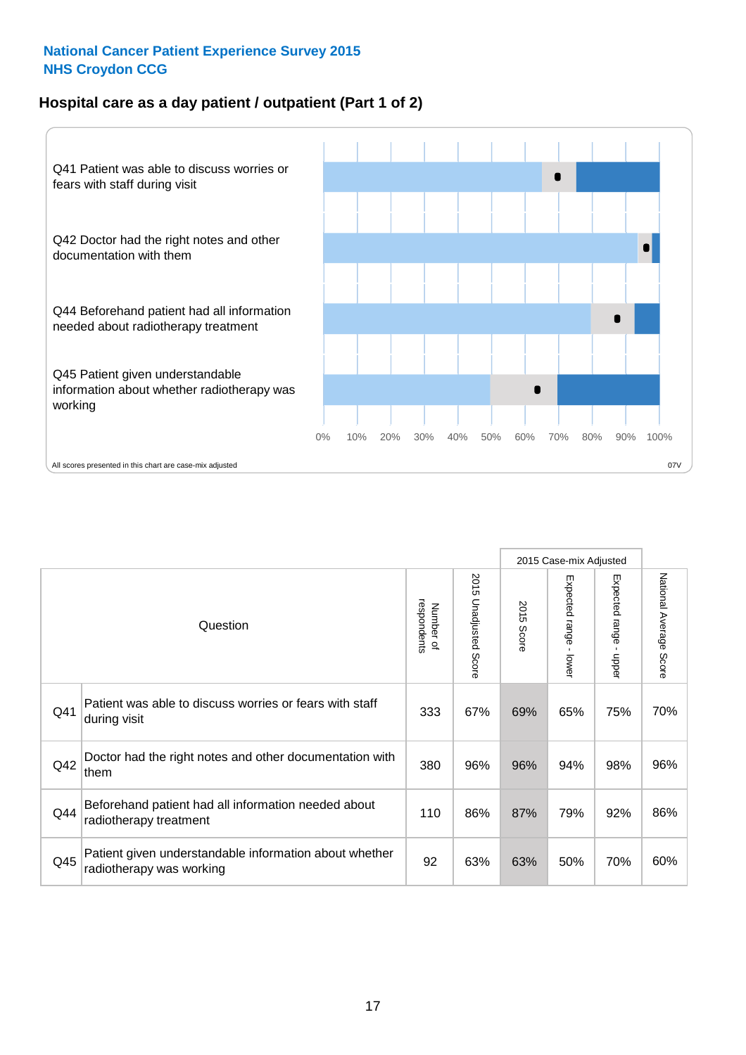**National Cancer Patient Experience Survey 2015**
**NHS Croydon CCG**

## Hospital care as a day patient / outpatient (Part 1 of 2)

Q41 Patient was able to discuss worries or fears with staff during visit

Q42 Doctor had the right notes and other documentation with them

Q44 Beforehand patient had all information needed about radiotherapy treatment

Q45 Patient given understandable information about whether radiotherapy was working

0% 10% 20% 30% 40% 50% 60% 70% 80% 90% 100%

All scores presented in this chart are case-mix adjusted

07V

| Question | | Number of respondents | 2015 Unadjusted Score | 2015 Case-mix Adjusted: 2015 Score | 2015 Case-mix Adjusted: Expected range - lower | 2015 Case-mix Adjusted: Expected range - upper | National Average Score |
|---|---|---|---|---|---|---|---|
| Q41 | Patient was able to discuss worries or fears with staff during visit | 333 | 67% | 69% | 65% | 75% | 70% |
| Q42 | Doctor had the right notes and other documentation with them | 380 | 96% | 96% | 94% | 98% | 96% |
| Q44 | Beforehand patient had all information needed about radiotherapy treatment | 110 | 86% | 87% | 79% | 92% | 86% |
| Q45 | Patient given understandable information about whether radiotherapy was working | 92 | 63% | 63% | 50% | 70% | 60% |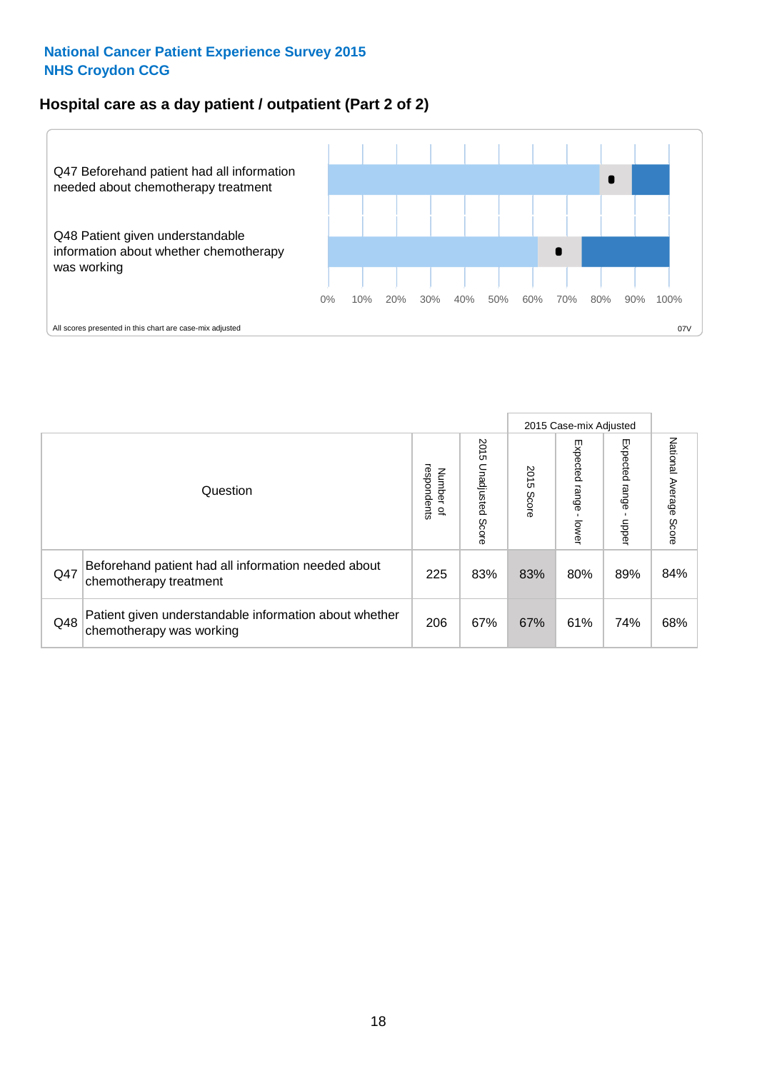## National Cancer Patient Experience Survey 2015
## NHS Croydon CCG

### Hospital care as a day patient / outpatient (Part 2 of 2)

Q47 Beforehand patient had all information needed about chemotherapy treatment

Q48 Patient given understandable information about whether chemotherapy was working

0% 10% 20% 30% 40% 50% 60% 70% 80% 90% 100%

All scores presented in this chart are case-mix adjusted

07V

| | Question | Number of respondents | 2015 Unadjusted Score | 2015 Case-mix Adjusted | | | National Average Score |
|---|---|---|---|---|---|---|---|
| | | | | 2015 Score | Expected range - lower | Expected range - upper | |
| Q47 | Beforehand patient had all information needed about chemotherapy treatment | 225 | 83% | 83% | 80% | 89% | 84% |
| Q48 | Patient given understandable information about whether chemotherapy was working | 206 | 67% | 67% | 61% | 74% | 68% |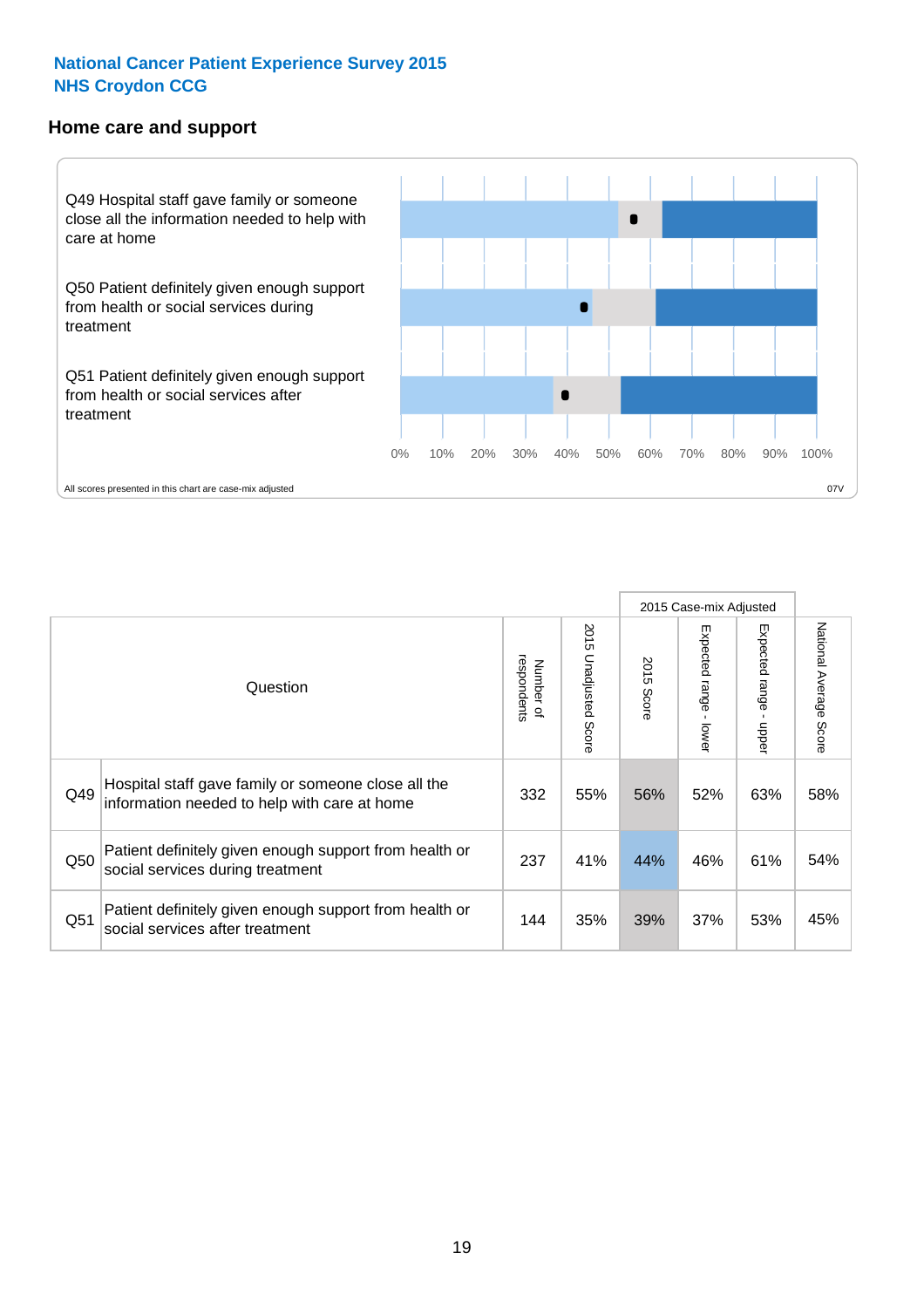# National Cancer Patient Experience Survey 2015
## NHS Croydon CCG

### Home care and support

Q49 Hospital staff gave family or someone close all the information needed to help with care at home

Q50 Patient definitely given enough support from health or social services during treatment

Q51 Patient definitely given enough support from health or social services after treatment

0% 10% 20% 30% 40% 50% 60% 70% 80% 90% 100%

All scores presented in this chart are case-mix adjusted

07V

| Question | | Number of respondents | 2015 Unadjusted Score | 2015 Case-mix Adjusted: 2015 Score | 2015 Case-mix Adjusted: Expected range - lower | 2015 Case-mix Adjusted: Expected range - upper | National Average Score |
|---|---|---|---|---|---|---|---|
| Q49 | Hospital staff gave family or someone close all the information needed to help with care at home | 332 | 55% | 56% | 52% | 63% | 58% |
| Q50 | Patient definitely given enough support from health or social services during treatment | 237 | 41% | 44% | 46% | 61% | 54% |
| Q51 | Patient definitely given enough support from health or social services after treatment | 144 | 35% | 39% | 37% | 53% | 45% |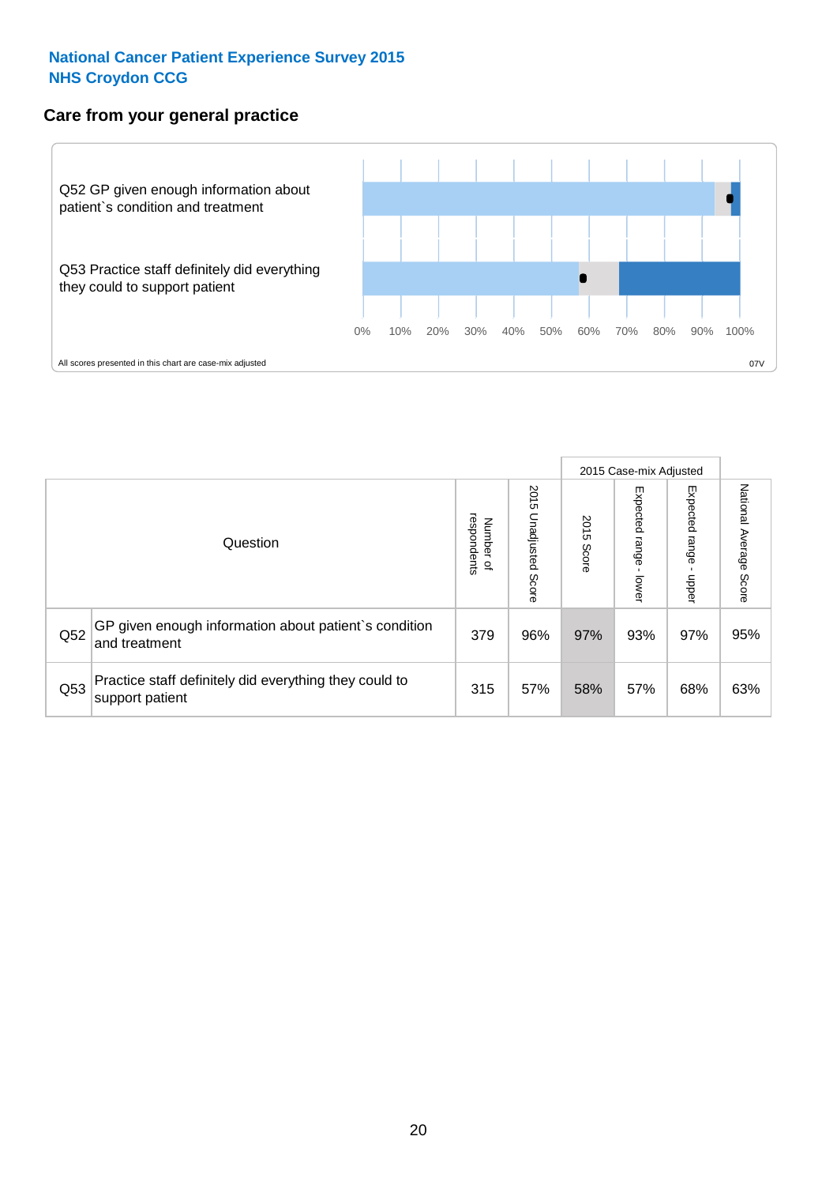**National Cancer Patient Experience Survey 2015**
**NHS Croydon CCG**

## Care from your general practice

Q52 GP given enough information about patient`s condition and treatment

Q53 Practice staff definitely did everything they could to support patient

0% 10% 20% 30% 40% 50% 60% 70% 80% 90% 100%

All scores presented in this chart are case-mix adjusted

07V

| | Question | Number of respondents | 2015 Unadjusted Score | 2015 Case-mix Adjusted: 2015 Score | 2015 Case-mix Adjusted: Expected range - lower | 2015 Case-mix Adjusted: Expected range - upper | National Average Score |
|---|---|---|---|---|---|---|---|
| Q52 | GP given enough information about patient`s condition and treatment | 379 | 96% | 97% | 93% | 97% | 95% |
| Q53 | Practice staff definitely did everything they could to support patient | 315 | 57% | 58% | 57% | 68% | 63% |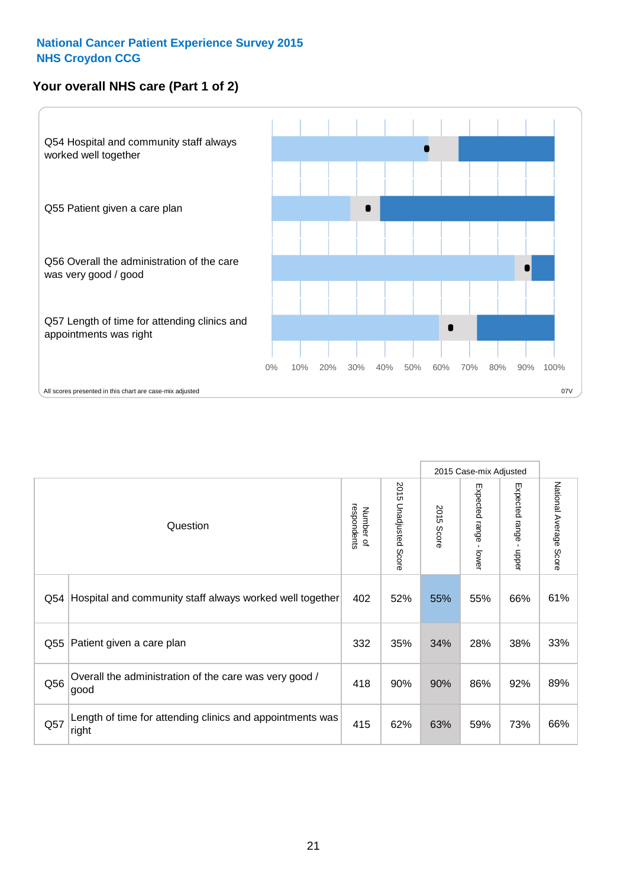# National Cancer Patient Experience Survey 2015
# NHS Croydon CCG

## Your overall NHS care (Part 1 of 2)

Q54 Hospital and community staff always worked well together

Q55 Patient given a care plan

Q56 Overall the administration of the care was very good / good

Q57 Length of time for attending clinics and appointments was right

0% 10% 20% 30% 40% 50% 60% 70% 80% 90% 100%

All scores presented in this chart are case-mix adjusted

07V

| Question | | Number of respondents | 2015 Unadjusted Score | 2015 Case-mix Adjusted: 2015 Score | 2015 Case-mix Adjusted: Expected range - lower | 2015 Case-mix Adjusted: Expected range - upper | National Average Score |
|---|---|---|---|---|---|---|---|
| Q54 | Hospital and community staff always worked well together | 402 | 52% | 55% | 55% | 66% | 61% |
| Q55 | Patient given a care plan | 332 | 35% | 34% | 28% | 38% | 33% |
| Q56 | Overall the administration of the care was very good / good | 418 | 90% | 90% | 86% | 92% | 89% |
| Q57 | Length of time for attending clinics and appointments was right | 415 | 62% | 63% | 59% | 73% | 66% |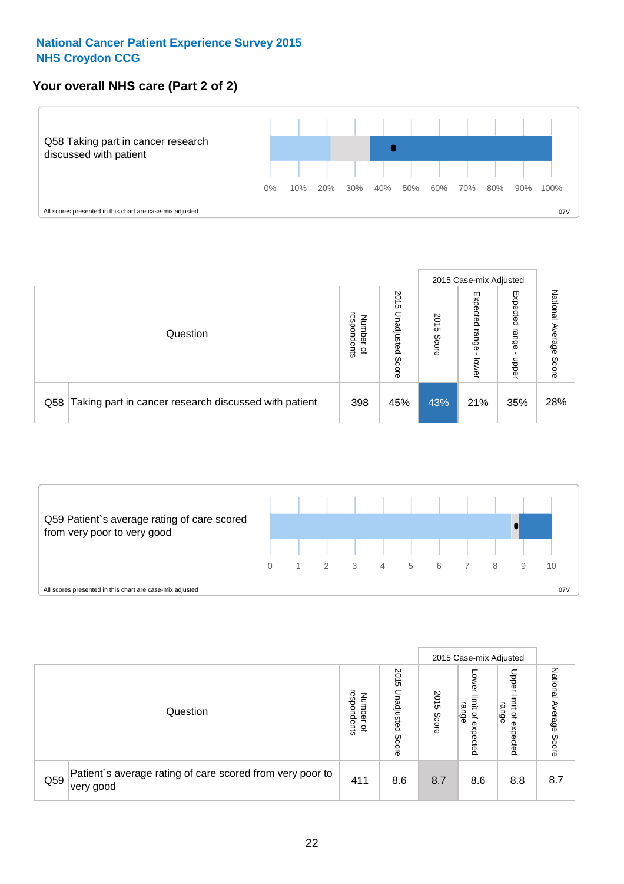**National Cancer Patient Experience Survey 2015**
**NHS Croydon CCG**

## Your overall NHS care (Part 2 of 2)

Q58 Taking part in cancer research discussed with patient

0% 10% 20% 30% 40% 50% 60% 70% 80% 90% 100%

All scores presented in this chart are case-mix adjusted

07V

| Question | | Number of respondents | 2015 Unadjusted Score | 2015 Case-mix Adjusted | | | National Average Score |
|---|---|---|---|---|---|---|---|
| | | | | 2015 Score | Expected range - lower | Expected range - upper | |
| Q58 | Taking part in cancer research discussed with patient | 398 | 45% | 43% | 21% | 35% | 28% |

Q59 Patient`s average rating of care scored from very poor to very good

0 1 2 3 4 5 6 7 8 9 10

All scores presented in this chart are case-mix adjusted

07V

| Question | | Number of respondents | 2015 Unadjusted Score | 2015 Case-mix Adjusted | | | National Average Score |
|---|---|---|---|---|---|---|---|
| | | | | 2015 Score | Lower limit of expected range | Upper limit of expected range | |
| Q59 | Patient`s average rating of care scored from very poor to very good | 411 | 8.6 | 8.7 | 8.6 | 8.8 | 8.7 |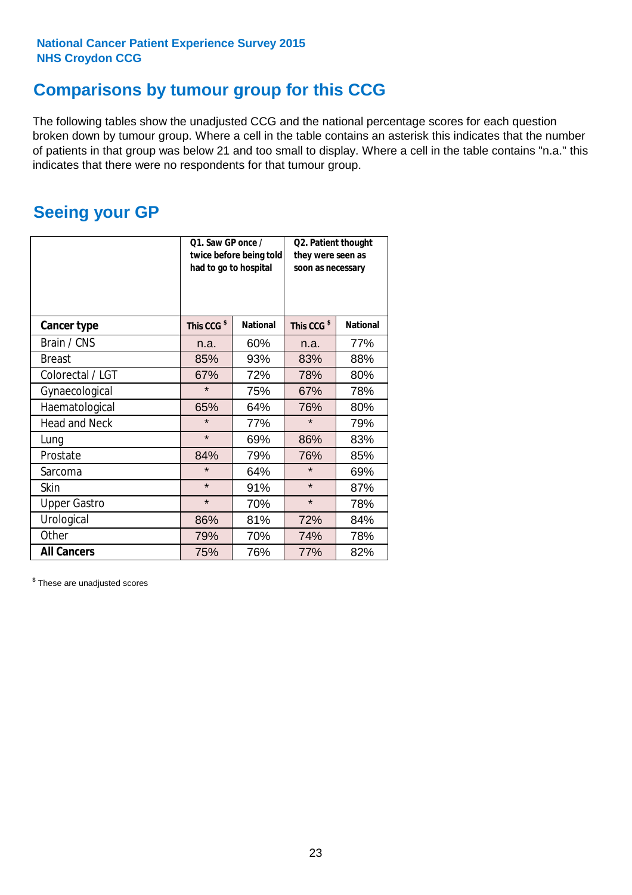National Cancer Patient Experience Survey 2015
NHS Croydon CCG

# Comparisons by tumour group for this CCG

The following tables show the unadjusted CCG and the national percentage scores for each question broken down by tumour group. Where a cell in the table contains an asterisk this indicates that the number of patients in that group was below 21 and too small to display. Where a cell in the table contains "n.a." this indicates that there were no respondents for that tumour group.

## Seeing your GP

| | Q1. Saw GP once / twice before being told had to go to hospital | | Q2. Patient thought they were seen as soon as necessary | |
|---|---|---|---|---|
| **Cancer type** | **This CCG $** | **National** | **This CCG $** | **National** |
| Brain / CNS | n.a. | 60% | n.a. | 77% |
| Breast | 85% | 93% | 83% | 88% |
| Colorectal / LGT | 67% | 72% | 78% | 80% |
| Gynaecological | * | 75% | 67% | 78% |
| Haematological | 65% | 64% | 76% | 80% |
| Head and Neck | * | 77% | * | 79% |
| Lung | * | 69% | 86% | 83% |
| Prostate | 84% | 79% | 76% | 85% |
| Sarcoma | * | 64% | * | 69% |
| Skin | * | 91% | * | 87% |
| Upper Gastro | * | 70% | * | 78% |
| Urological | 86% | 81% | 72% | 84% |
| Other | 79% | 70% | 74% | 78% |
| **All Cancers** | 75% | 76% | 77% | 82% |

$ These are unadjusted scores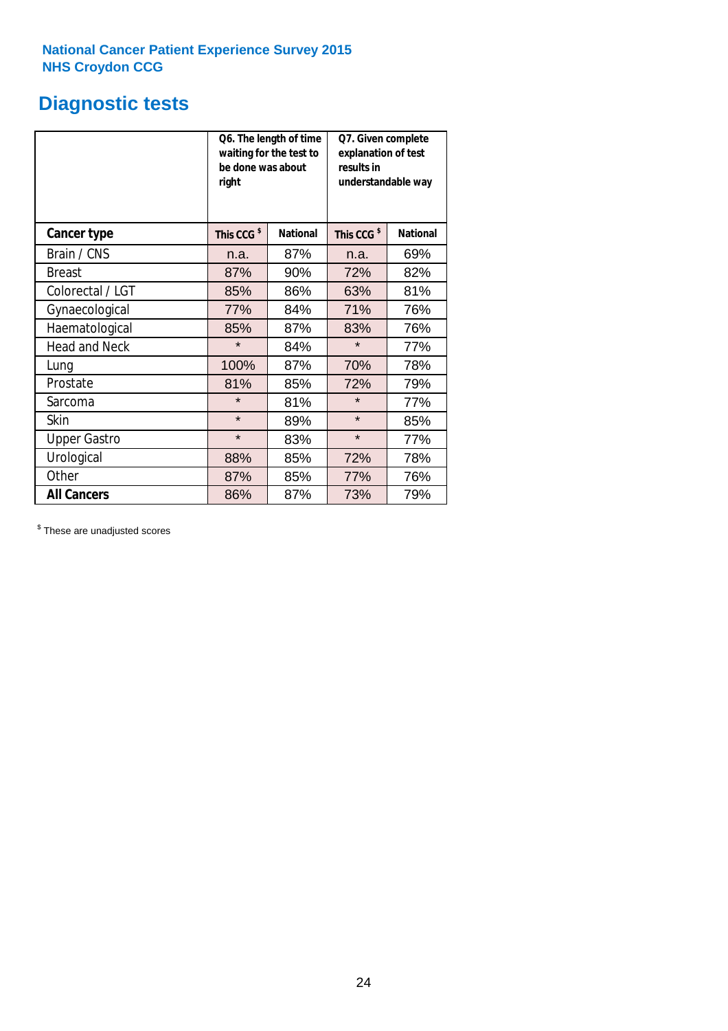National Cancer Patient Experience Survey 2015
NHS Croydon CCG

# Diagnostic tests

| | Q6. The length of time waiting for the test to be done was about right | | Q7. Given complete explanation of test results in understandable way | |
|---|---|---|---|---|
| **Cancer type** | **This CCG $** | **National** | **This CCG $** | **National** |
| Brain / CNS | n.a. | 87% | n.a. | 69% |
| Breast | 87% | 90% | 72% | 82% |
| Colorectal / LGT | 85% | 86% | 63% | 81% |
| Gynaecological | 77% | 84% | 71% | 76% |
| Haematological | 85% | 87% | 83% | 76% |
| Head and Neck | * | 84% | * | 77% |
| Lung | 100% | 87% | 70% | 78% |
| Prostate | 81% | 85% | 72% | 79% |
| Sarcoma | * | 81% | * | 77% |
| Skin | * | 89% | * | 85% |
| Upper Gastro | * | 83% | * | 77% |
| Urological | 88% | 85% | 72% | 78% |
| Other | 87% | 85% | 77% | 76% |
| **All Cancers** | 86% | 87% | 73% | 79% |

$ These are unadjusted scores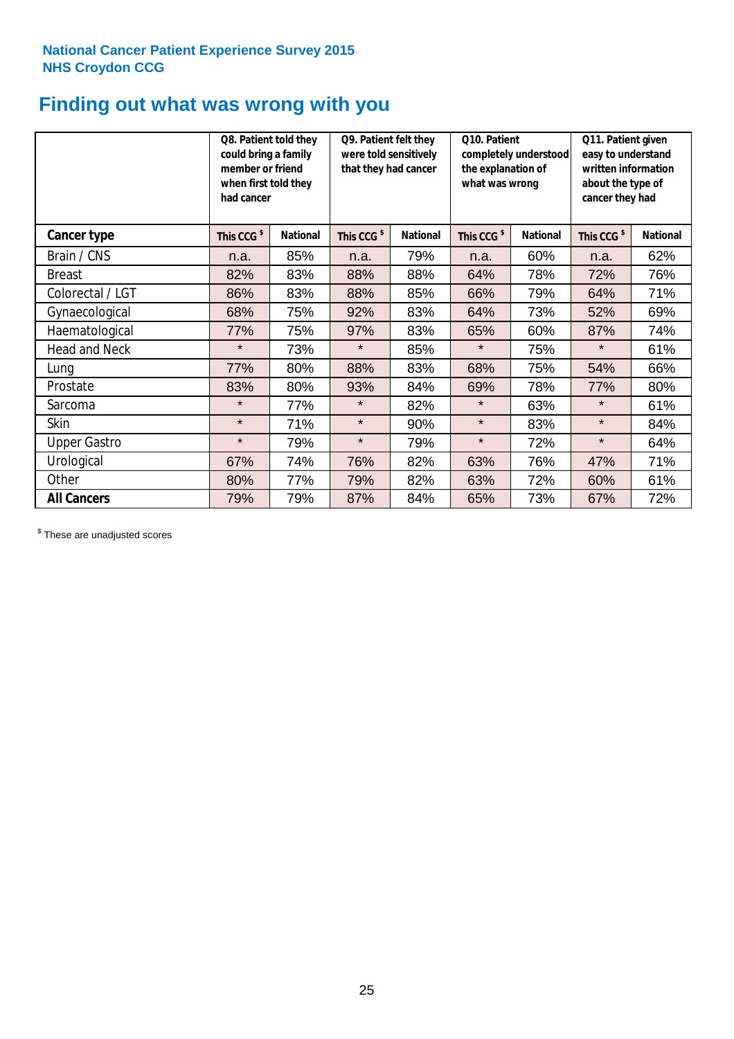National Cancer Patient Experience Survey 2015
NHS Croydon CCG

# Finding out what was wrong with you

| | Q8. Patient told they could bring a family member or friend when first told they had cancer | | Q9. Patient felt they were told sensitively that they had cancer | | Q10. Patient completely understood the explanation of what was wrong | | Q11. Patient given easy to understand written information about the type of cancer they had | |
|---|---|---|---|---|---|---|---|---|
| **Cancer type** | This CCG $ | National | This CCG $ | National | This CCG $ | National | This CCG $ | National |
| Brain / CNS | n.a. | 85% | n.a. | 79% | n.a. | 60% | n.a. | 62% |
| Breast | 82% | 83% | 88% | 88% | 64% | 78% | 72% | 76% |
| Colorectal / LGT | 86% | 83% | 88% | 85% | 66% | 79% | 64% | 71% |
| Gynaecological | 68% | 75% | 92% | 83% | 64% | 73% | 52% | 69% |
| Haematological | 77% | 75% | 97% | 83% | 65% | 60% | 87% | 74% |
| Head and Neck | * | 73% | * | 85% | * | 75% | * | 61% |
| Lung | 77% | 80% | 88% | 83% | 68% | 75% | 54% | 66% |
| Prostate | 83% | 80% | 93% | 84% | 69% | 78% | 77% | 80% |
| Sarcoma | * | 77% | * | 82% | * | 63% | * | 61% |
| Skin | * | 71% | * | 90% | * | 83% | * | 84% |
| Upper Gastro | * | 79% | * | 79% | * | 72% | * | 64% |
| Urological | 67% | 74% | 76% | 82% | 63% | 76% | 47% | 71% |
| Other | 80% | 77% | 79% | 82% | 63% | 72% | 60% | 61% |
| **All Cancers** | 79% | 79% | 87% | 84% | 65% | 73% | 67% | 72% |

$ These are unadjusted scores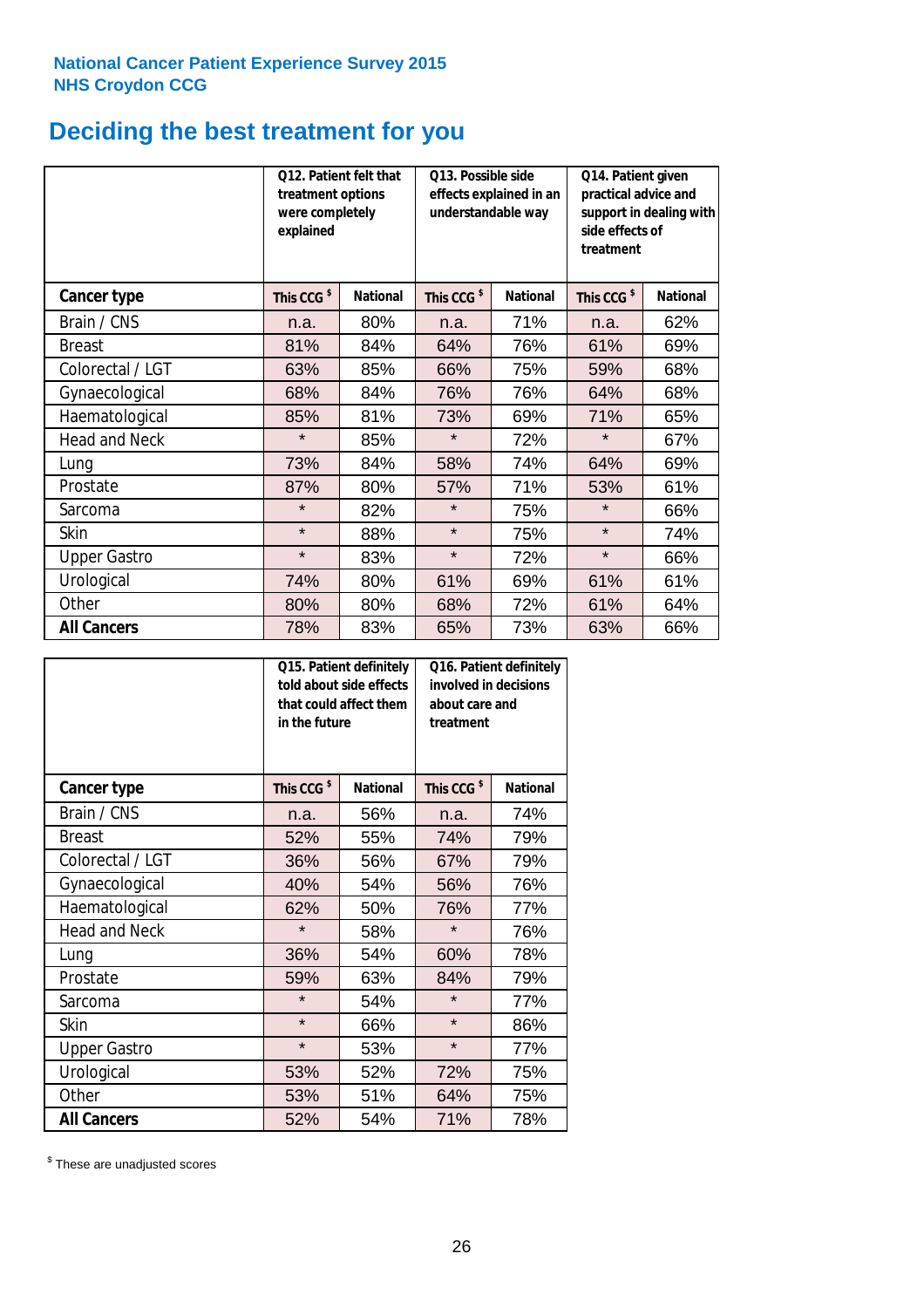National Cancer Patient Experience Survey 2015
NHS Croydon CCG

# Deciding the best treatment for you

| | Q12. Patient felt that treatment options were completely explained | | Q13. Possible side effects explained in an understandable way | | Q14. Patient given practical advice and support in dealing with side effects of treatment | |
|---|---|---|---|---|---|---|
| **Cancer type** | This CCG $ | National | This CCG $ | National | This CCG $ | National |
| Brain / CNS | n.a. | 80% | n.a. | 71% | n.a. | 62% |
| Breast | 81% | 84% | 64% | 76% | 61% | 69% |
| Colorectal / LGT | 63% | 85% | 66% | 75% | 59% | 68% |
| Gynaecological | 68% | 84% | 76% | 76% | 64% | 68% |
| Haematological | 85% | 81% | 73% | 69% | 71% | 65% |
| Head and Neck | * | 85% | * | 72% | * | 67% |
| Lung | 73% | 84% | 58% | 74% | 64% | 69% |
| Prostate | 87% | 80% | 57% | 71% | 53% | 61% |
| Sarcoma | * | 82% | * | 75% | * | 66% |
| Skin | * | 88% | * | 75% | * | 74% |
| Upper Gastro | * | 83% | * | 72% | * | 66% |
| Urological | 74% | 80% | 61% | 69% | 61% | 61% |
| Other | 80% | 80% | 68% | 72% | 61% | 64% |
| **All Cancers** | 78% | 83% | 65% | 73% | 63% | 66% |

| | Q15. Patient definitely told about side effects that could affect them in the future | | Q16. Patient definitely involved in decisions about care and treatment | |
|---|---|---|---|---|
| **Cancer type** | This CCG $ | National | This CCG $ | National |
| Brain / CNS | n.a. | 56% | n.a. | 74% |
| Breast | 52% | 55% | 74% | 79% |
| Colorectal / LGT | 36% | 56% | 67% | 79% |
| Gynaecological | 40% | 54% | 56% | 76% |
| Haematological | 62% | 50% | 76% | 77% |
| Head and Neck | * | 58% | * | 76% |
| Lung | 36% | 54% | 60% | 78% |
| Prostate | 59% | 63% | 84% | 79% |
| Sarcoma | * | 54% | * | 77% |
| Skin | * | 66% | * | 86% |
| Upper Gastro | * | 53% | * | 77% |
| Urological | 53% | 52% | 72% | 75% |
| Other | 53% | 51% | 64% | 75% |
| **All Cancers** | 52% | 54% | 71% | 78% |

$ These are unadjusted scores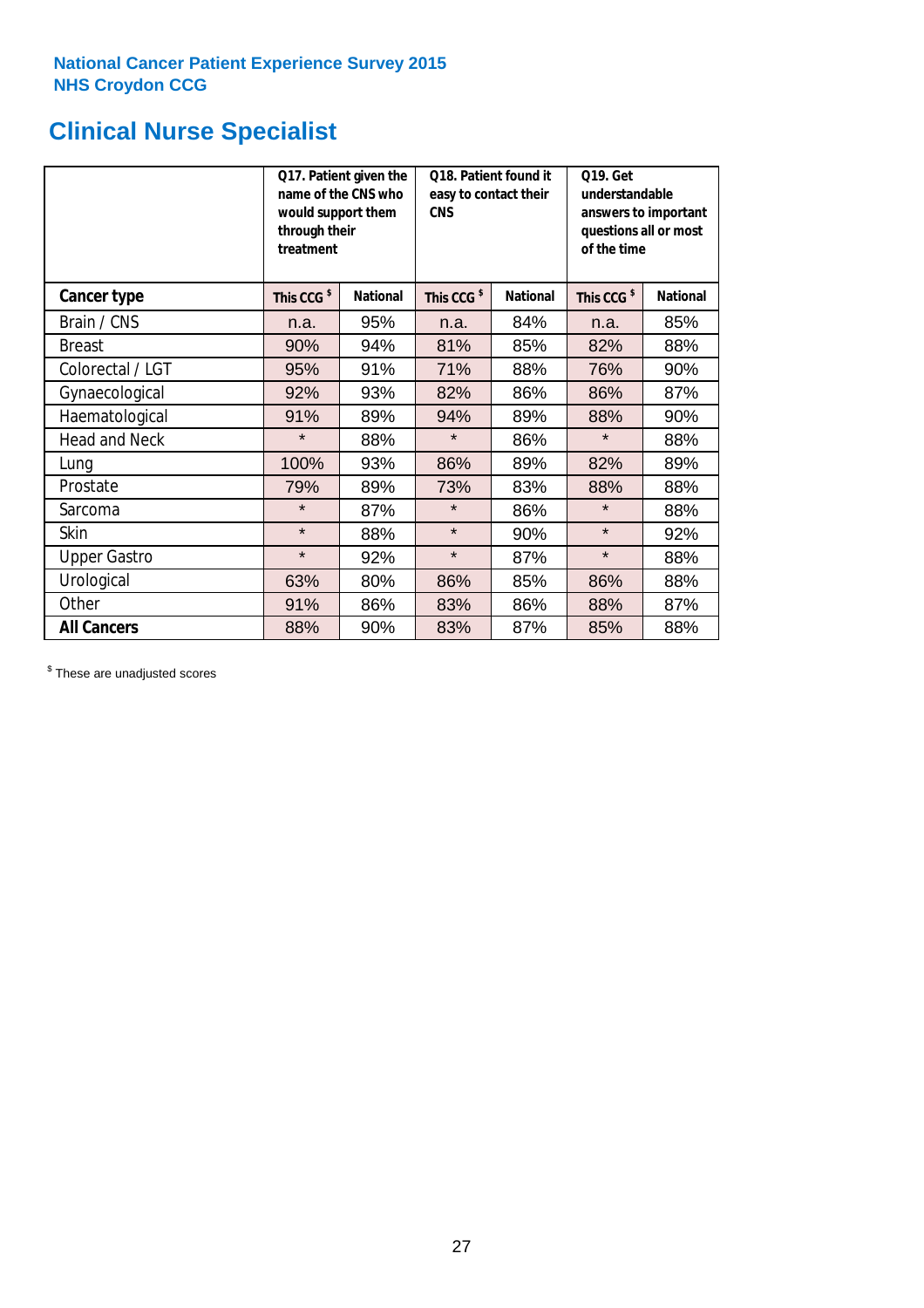**National Cancer Patient Experience Survey 2015**
**NHS Croydon CCG**

# Clinical Nurse Specialist

| | Q17. Patient given the name of the CNS who would support them through their treatment | | Q18. Patient found it easy to contact their CNS | | Q19. Get understandable answers to important questions all or most of the time | |
|---|---|---|---|---|---|---|
| **Cancer type** | **This CCG $** | **National** | **This CCG $** | **National** | **This CCG $** | **National** |
| Brain / CNS | n.a. | 95% | n.a. | 84% | n.a. | 85% |
| Breast | 90% | 94% | 81% | 85% | 82% | 88% |
| Colorectal / LGT | 95% | 91% | 71% | 88% | 76% | 90% |
| Gynaecological | 92% | 93% | 82% | 86% | 86% | 87% |
| Haematological | 91% | 89% | 94% | 89% | 88% | 90% |
| Head and Neck | * | 88% | * | 86% | * | 88% |
| Lung | 100% | 93% | 86% | 89% | 82% | 89% |
| Prostate | 79% | 89% | 73% | 83% | 88% | 88% |
| Sarcoma | * | 87% | * | 86% | * | 88% |
| Skin | * | 88% | * | 90% | * | 92% |
| Upper Gastro | * | 92% | * | 87% | * | 88% |
| Urological | 63% | 80% | 86% | 85% | 86% | 88% |
| Other | 91% | 86% | 83% | 86% | 88% | 87% |
| **All Cancers** | 88% | 90% | 83% | 87% | 85% | 88% |

$ These are unadjusted scores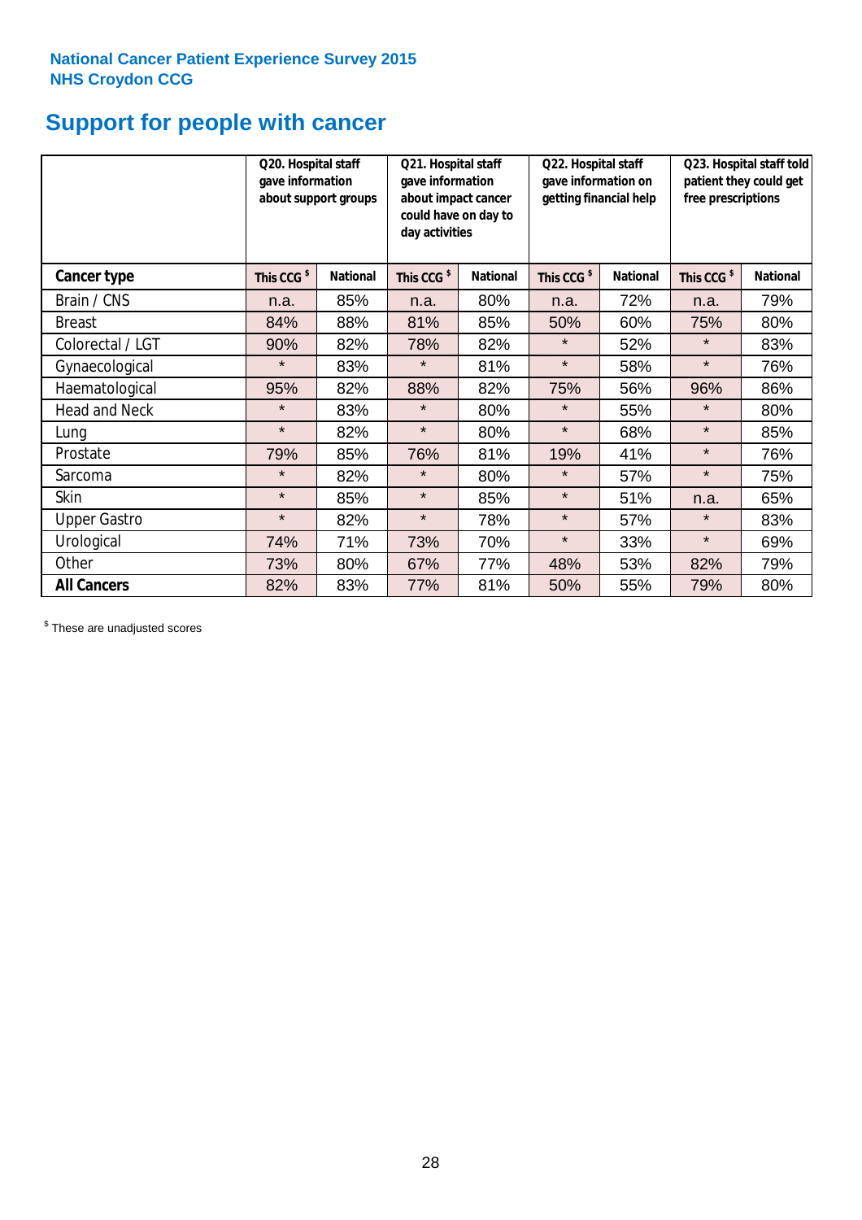**National Cancer Patient Experience Survey 2015**
**NHS Croydon CCG**

# Support for people with cancer

| | Q20. Hospital staff gave information about support groups | | Q21. Hospital staff gave information about impact cancer could have on day to day activities | | Q22. Hospital staff gave information on getting financial help | | Q23. Hospital staff told patient they could get free prescriptions | |
|---|---|---|---|---|---|---|---|---|
| **Cancer type** | This CCG $ | National | This CCG $ | National | This CCG $ | National | This CCG $ | National |
| Brain / CNS | n.a. | 85% | n.a. | 80% | n.a. | 72% | n.a. | 79% |
| Breast | 84% | 88% | 81% | 85% | 50% | 60% | 75% | 80% |
| Colorectal / LGT | 90% | 82% | 78% | 82% | * | 52% | * | 83% |
| Gynaecological | * | 83% | * | 81% | * | 58% | * | 76% |
| Haematological | 95% | 82% | 88% | 82% | 75% | 56% | 96% | 86% |
| Head and Neck | * | 83% | * | 80% | * | 55% | * | 80% |
| Lung | * | 82% | * | 80% | * | 68% | * | 85% |
| Prostate | 79% | 85% | 76% | 81% | 19% | 41% | * | 76% |
| Sarcoma | * | 82% | * | 80% | * | 57% | * | 75% |
| Skin | * | 85% | * | 85% | * | 51% | n.a. | 65% |
| Upper Gastro | * | 82% | * | 78% | * | 57% | * | 83% |
| Urological | 74% | 71% | 73% | 70% | * | 33% | * | 69% |
| Other | 73% | 80% | 67% | 77% | 48% | 53% | 82% | 79% |
| **All Cancers** | 82% | 83% | 77% | 81% | 50% | 55% | 79% | 80% |

$ These are unadjusted scores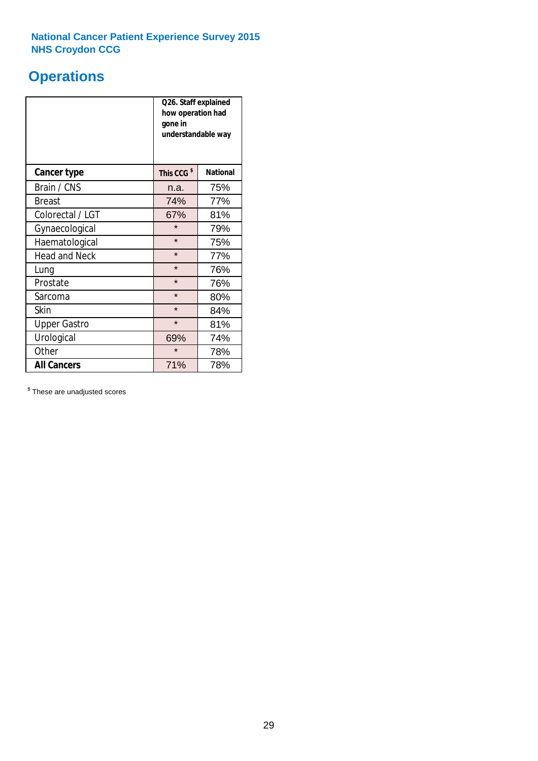National Cancer Patient Experience Survey 2015
NHS Croydon CCG

# Operations

| | Q26. Staff explained how operation had gone in understandable way | |
|---|---|---|
| **Cancer type** | **This CCG $** | **National** |
| Brain / CNS | n.a. | 75% |
| Breast | 74% | 77% |
| Colorectal / LGT | 67% | 81% |
| Gynaecological | * | 79% |
| Haematological | * | 75% |
| Head and Neck | * | 77% |
| Lung | * | 76% |
| Prostate | * | 76% |
| Sarcoma | * | 80% |
| Skin | * | 84% |
| Upper Gastro | * | 81% |
| Urological | 69% | 74% |
| Other | * | 78% |
| **All Cancers** | 71% | 78% |

$ These are unadjusted scores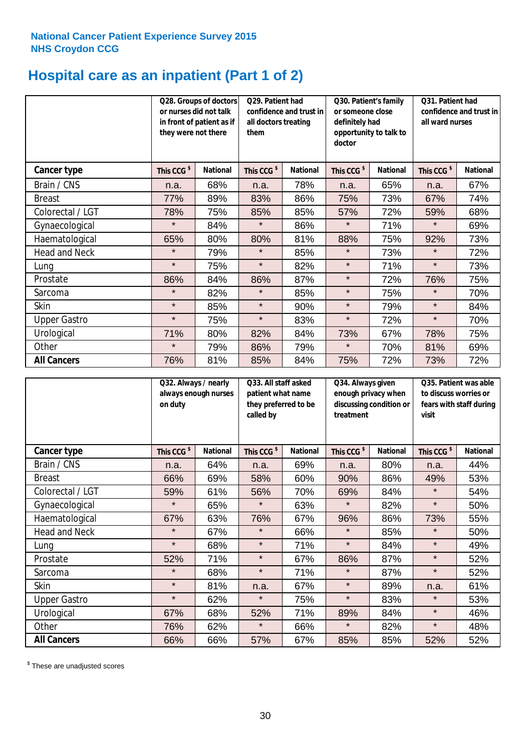**National Cancer Patient Experience Survey 2015**
**NHS Croydon CCG**

# Hospital care as an inpatient (Part 1 of 2)

| | Q28. Groups of doctors or nurses did not talk in front of patient as if they were not there | | Q29. Patient had confidence and trust in all doctors treating them | | Q30. Patient's family or someone close definitely had opportunity to talk to doctor | | Q31. Patient had confidence and trust in all ward nurses | |
|---|---|---|---|---|---|---|---|---|
| **Cancer type** | **This CCG $** | **National** | **This CCG $** | **National** | **This CCG $** | **National** | **This CCG $** | **National** |
| Brain / CNS | n.a. | 68% | n.a. | 78% | n.a. | 65% | n.a. | 67% |
| Breast | 77% | 89% | 83% | 86% | 75% | 73% | 67% | 74% |
| Colorectal / LGT | 78% | 75% | 85% | 85% | 57% | 72% | 59% | 68% |
| Gynaecological | * | 84% | * | 86% | * | 71% | * | 69% |
| Haematological | 65% | 80% | 80% | 81% | 88% | 75% | 92% | 73% |
| Head and Neck | * | 79% | * | 85% | * | 73% | * | 72% |
| Lung | * | 75% | * | 82% | * | 71% | * | 73% |
| Prostate | 86% | 84% | 86% | 87% | * | 72% | 76% | 75% |
| Sarcoma | * | 82% | * | 85% | * | 75% | * | 70% |
| Skin | * | 85% | * | 90% | * | 79% | * | 84% |
| Upper Gastro | * | 75% | * | 83% | * | 72% | * | 70% |
| Urological | 71% | 80% | 82% | 84% | 73% | 67% | 78% | 75% |
| Other | * | 79% | 86% | 79% | * | 70% | 81% | 69% |
| **All Cancers** | 76% | 81% | 85% | 84% | 75% | 72% | 73% | 72% |

| | Q32. Always / nearly always enough nurses on duty | | Q33. All staff asked patient what name they preferred to be called by | | Q34. Always given enough privacy when discussing condition or treatment | | Q35. Patient was able to discuss worries or fears with staff during visit | |
|---|---|---|---|---|---|---|---|---|
| **Cancer type** | **This CCG $** | **National** | **This CCG $** | **National** | **This CCG $** | **National** | **This CCG $** | **National** |
| Brain / CNS | n.a. | 64% | n.a. | 69% | n.a. | 80% | n.a. | 44% |
| Breast | 66% | 69% | 58% | 60% | 90% | 86% | 49% | 53% |
| Colorectal / LGT | 59% | 61% | 56% | 70% | 69% | 84% | * | 54% |
| Gynaecological | * | 65% | * | 63% | * | 82% | * | 50% |
| Haematological | 67% | 63% | 76% | 67% | 96% | 86% | 73% | 55% |
| Head and Neck | * | 67% | * | 66% | * | 85% | * | 50% |
| Lung | * | 68% | * | 71% | * | 84% | * | 49% |
| Prostate | 52% | 71% | * | 67% | 86% | 87% | * | 52% |
| Sarcoma | * | 68% | * | 71% | * | 87% | * | 52% |
| Skin | * | 81% | n.a. | 67% | * | 89% | n.a. | 61% |
| Upper Gastro | * | 62% | * | 75% | * | 83% | * | 53% |
| Urological | 67% | 68% | 52% | 71% | 89% | 84% | * | 46% |
| Other | 76% | 62% | * | 66% | * | 82% | * | 48% |
| **All Cancers** | 66% | 66% | 57% | 67% | 85% | 85% | 52% | 52% |

$ These are unadjusted scores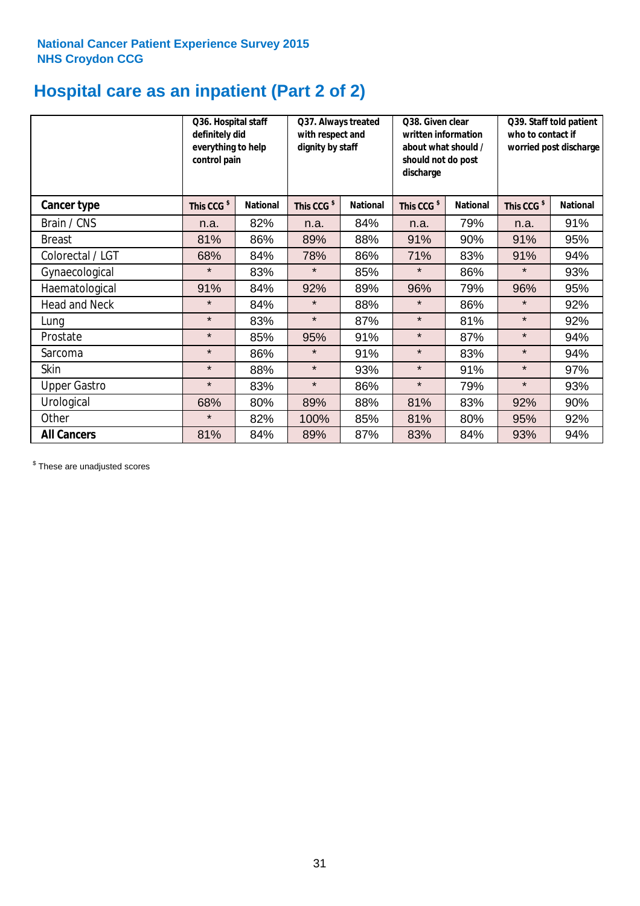**National Cancer Patient Experience Survey 2015**
**NHS Croydon CCG**

# Hospital care as an inpatient (Part 2 of 2)

| | Q36. Hospital staff definitely did everything to help control pain | | Q37. Always treated with respect and dignity by staff | | Q38. Given clear written information about what should / should not do post discharge | | Q39. Staff told patient who to contact if worried post discharge | |
|---|---|---|---|---|---|---|---|---|
| **Cancer type** | This CCG $ | National | This CCG $ | National | This CCG $ | National | This CCG $ | National |
| Brain / CNS | n.a. | 82% | n.a. | 84% | n.a. | 79% | n.a. | 91% |
| Breast | 81% | 86% | 89% | 88% | 91% | 90% | 91% | 95% |
| Colorectal / LGT | 68% | 84% | 78% | 86% | 71% | 83% | 91% | 94% |
| Gynaecological | * | 83% | * | 85% | * | 86% | * | 93% |
| Haematological | 91% | 84% | 92% | 89% | 96% | 79% | 96% | 95% |
| Head and Neck | * | 84% | * | 88% | * | 86% | * | 92% |
| Lung | * | 83% | * | 87% | * | 81% | * | 92% |
| Prostate | * | 85% | 95% | 91% | * | 87% | * | 94% |
| Sarcoma | * | 86% | * | 91% | * | 83% | * | 94% |
| Skin | * | 88% | * | 93% | * | 91% | * | 97% |
| Upper Gastro | * | 83% | * | 86% | * | 79% | * | 93% |
| Urological | 68% | 80% | 89% | 88% | 81% | 83% | 92% | 90% |
| Other | * | 82% | 100% | 85% | 81% | 80% | 95% | 92% |
| **All Cancers** | 81% | 84% | 89% | 87% | 83% | 84% | 93% | 94% |

$ These are unadjusted scores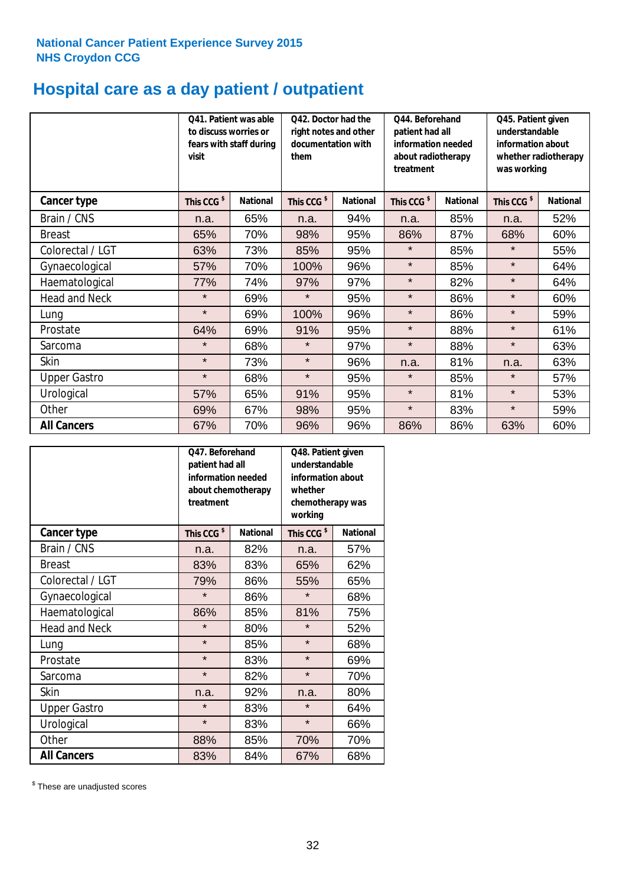National Cancer Patient Experience Survey 2015
NHS Croydon CCG

# Hospital care as a day patient / outpatient

| | Q41. Patient was able to discuss worries or fears with staff during visit | | Q42. Doctor had the right notes and other documentation with them | | Q44. Beforehand patient had all information needed about radiotherapy treatment | | Q45. Patient given understandable information about whether radiotherapy was working | |
|---|---|---|---|---|---|---|---|---|
| **Cancer type** | **This CCG $** | **National** | **This CCG $** | **National** | **This CCG $** | **National** | **This CCG $** | **National** |
| Brain / CNS | n.a. | 65% | n.a. | 94% | n.a. | 85% | n.a. | 52% |
| Breast | 65% | 70% | 98% | 95% | 86% | 87% | 68% | 60% |
| Colorectal / LGT | 63% | 73% | 85% | 95% | * | 85% | * | 55% |
| Gynaecological | 57% | 70% | 100% | 96% | * | 85% | * | 64% |
| Haematological | 77% | 74% | 97% | 97% | * | 82% | * | 64% |
| Head and Neck | * | 69% | * | 95% | * | 86% | * | 60% |
| Lung | * | 69% | 100% | 96% | * | 86% | * | 59% |
| Prostate | 64% | 69% | 91% | 95% | * | 88% | * | 61% |
| Sarcoma | * | 68% | * | 97% | * | 88% | * | 63% |
| Skin | * | 73% | * | 96% | n.a. | 81% | n.a. | 63% |
| Upper Gastro | * | 68% | * | 95% | * | 85% | * | 57% |
| Urological | 57% | 65% | 91% | 95% | * | 81% | * | 53% |
| Other | 69% | 67% | 98% | 95% | * | 83% | * | 59% |
| **All Cancers** | 67% | 70% | 96% | 96% | 86% | 86% | 63% | 60% |

| | Q47. Beforehand patient had all information needed about chemotherapy treatment | | Q48. Patient given understandable information about whether chemotherapy was working | |
|---|---|---|---|---|
| **Cancer type** | **This CCG $** | **National** | **This CCG $** | **National** |
| Brain / CNS | n.a. | 82% | n.a. | 57% |
| Breast | 83% | 83% | 65% | 62% |
| Colorectal / LGT | 79% | 86% | 55% | 65% |
| Gynaecological | * | 86% | * | 68% |
| Haematological | 86% | 85% | 81% | 75% |
| Head and Neck | * | 80% | * | 52% |
| Lung | * | 85% | * | 68% |
| Prostate | * | 83% | * | 69% |
| Sarcoma | * | 82% | * | 70% |
| Skin | n.a. | 92% | n.a. | 80% |
| Upper Gastro | * | 83% | * | 64% |
| Urological | * | 83% | * | 66% |
| Other | 88% | 85% | 70% | 70% |
| **All Cancers** | 83% | 84% | 67% | 68% |

$ These are unadjusted scores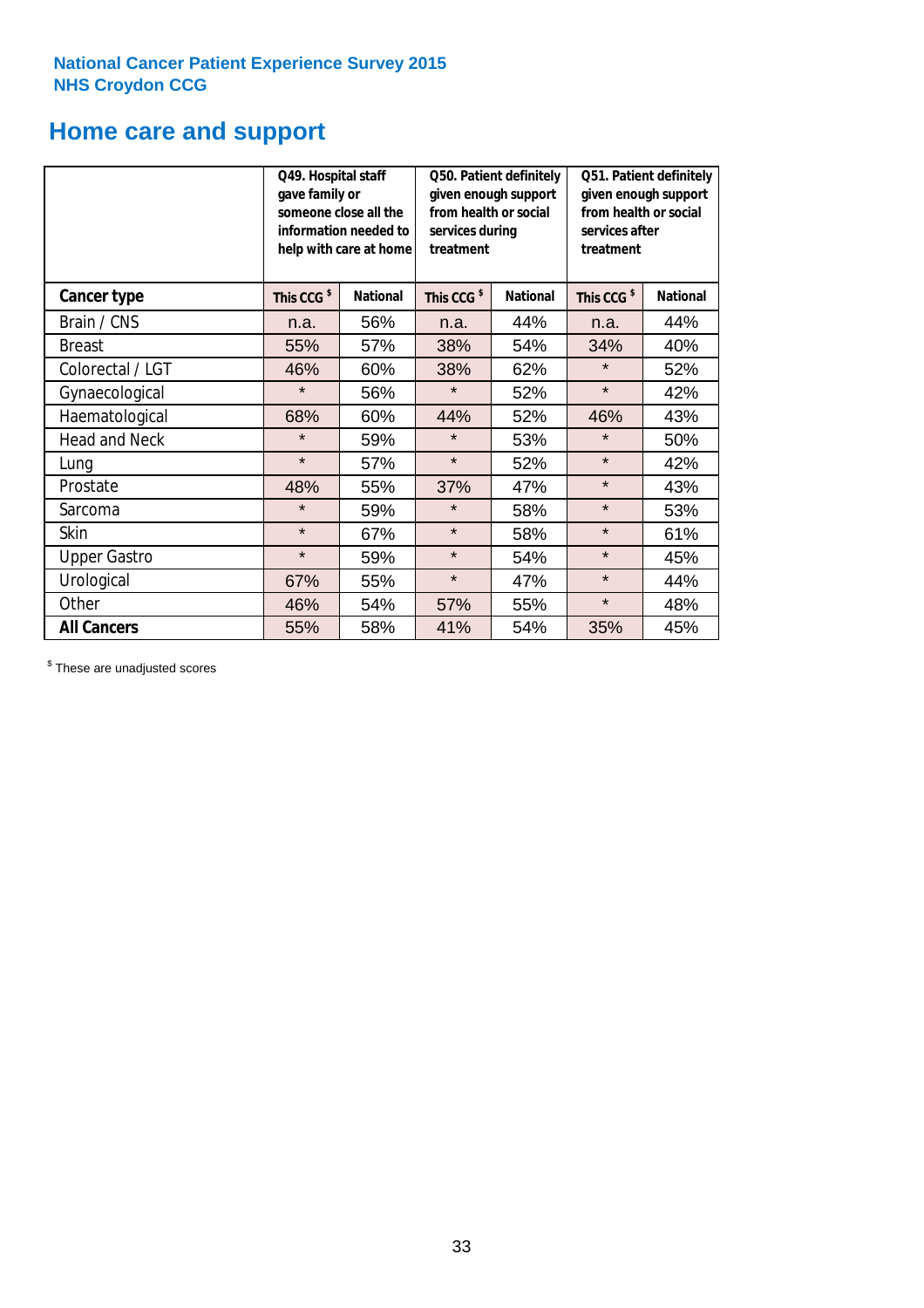National Cancer Patient Experience Survey 2015
NHS Croydon CCG

# Home care and support

| | Q49. Hospital staff gave family or someone close all the information needed to help with care at home | | Q50. Patient definitely given enough support from health or social services during treatment | | Q51. Patient definitely given enough support from health or social services after treatment | |
|---|---|---|---|---|---|---|
| **Cancer type** | **This CCG $** | **National** | **This CCG $** | **National** | **This CCG $** | **National** |
| Brain / CNS | n.a. | 56% | n.a. | 44% | n.a. | 44% |
| Breast | 55% | 57% | 38% | 54% | 34% | 40% |
| Colorectal / LGT | 46% | 60% | 38% | 62% | * | 52% |
| Gynaecological | * | 56% | * | 52% | * | 42% |
| Haematological | 68% | 60% | 44% | 52% | 46% | 43% |
| Head and Neck | * | 59% | * | 53% | * | 50% |
| Lung | * | 57% | * | 52% | * | 42% |
| Prostate | 48% | 55% | 37% | 47% | * | 43% |
| Sarcoma | * | 59% | * | 58% | * | 53% |
| Skin | * | 67% | * | 58% | * | 61% |
| Upper Gastro | * | 59% | * | 54% | * | 45% |
| Urological | 67% | 55% | * | 47% | * | 44% |
| Other | 46% | 54% | 57% | 55% | * | 48% |
| **All Cancers** | 55% | 58% | 41% | 54% | 35% | 45% |

$ These are unadjusted scores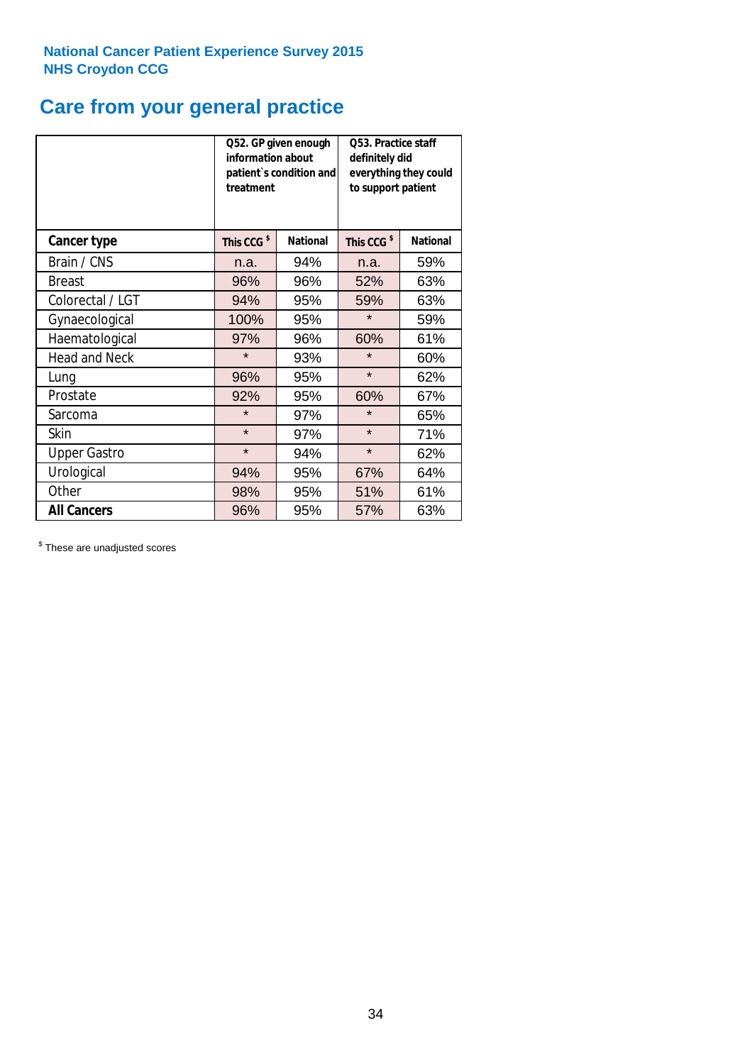National Cancer Patient Experience Survey 2015
NHS Croydon CCG

# Care from your general practice

| | Q52. GP given enough information about patient`s condition and treatment | | Q53. Practice staff definitely did everything they could to support patient | |
|---|---|---|---|---|
| **Cancer type** | **This CCG $** | **National** | **This CCG $** | **National** |
| Brain / CNS | n.a. | 94% | n.a. | 59% |
| Breast | 96% | 96% | 52% | 63% |
| Colorectal / LGT | 94% | 95% | 59% | 63% |
| Gynaecological | 100% | 95% | * | 59% |
| Haematological | 97% | 96% | 60% | 61% |
| Head and Neck | * | 93% | * | 60% |
| Lung | 96% | 95% | * | 62% |
| Prostate | 92% | 95% | 60% | 67% |
| Sarcoma | * | 97% | * | 65% |
| Skin | * | 97% | * | 71% |
| Upper Gastro | * | 94% | * | 62% |
| Urological | 94% | 95% | 67% | 64% |
| Other | 98% | 95% | 51% | 61% |
| **All Cancers** | 96% | 95% | 57% | 63% |

$ These are unadjusted scores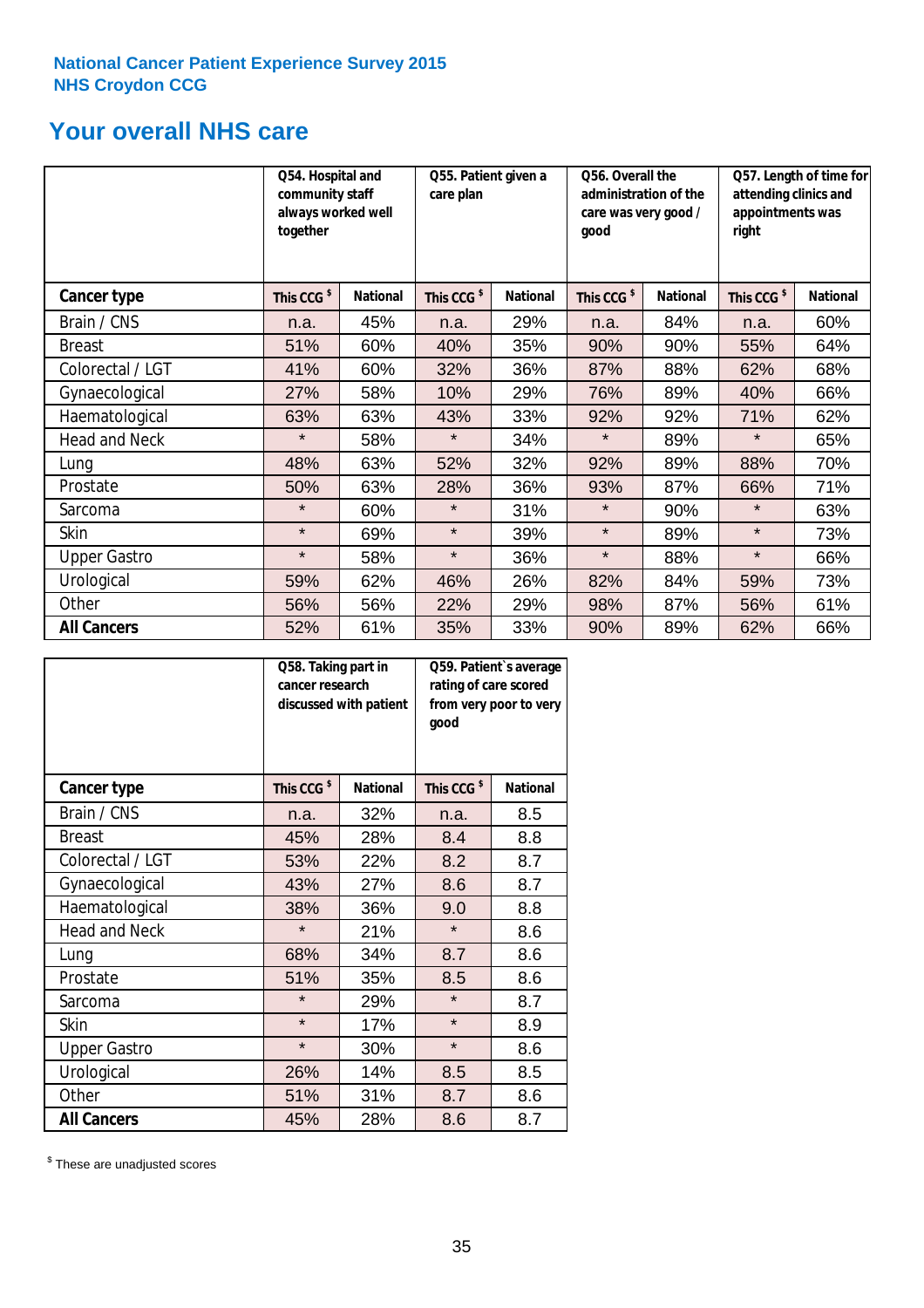National Cancer Patient Experience Survey 2015
NHS Croydon CCG

# Your overall NHS care

| | Q54. Hospital and community staff always worked well together | | Q55. Patient given a care plan | | Q56. Overall the administration of the care was very good / good | | Q57. Length of time for attending clinics and appointments was right | |
|---|---|---|---|---|---|---|---|---|
| **Cancer type** | This CCG $ | National | This CCG $ | National | This CCG $ | National | This CCG $ | National |
| Brain / CNS | n.a. | 45% | n.a. | 29% | n.a. | 84% | n.a. | 60% |
| Breast | 51% | 60% | 40% | 35% | 90% | 90% | 55% | 64% |
| Colorectal / LGT | 41% | 60% | 32% | 36% | 87% | 88% | 62% | 68% |
| Gynaecological | 27% | 58% | 10% | 29% | 76% | 89% | 40% | 66% |
| Haematological | 63% | 63% | 43% | 33% | 92% | 92% | 71% | 62% |
| Head and Neck | * | 58% | * | 34% | * | 89% | * | 65% |
| Lung | 48% | 63% | 52% | 32% | 92% | 89% | 88% | 70% |
| Prostate | 50% | 63% | 28% | 36% | 93% | 87% | 66% | 71% |
| Sarcoma | * | 60% | * | 31% | * | 90% | * | 63% |
| Skin | * | 69% | * | 39% | * | 89% | * | 73% |
| Upper Gastro | * | 58% | * | 36% | * | 88% | * | 66% |
| Urological | 59% | 62% | 46% | 26% | 82% | 84% | 59% | 73% |
| Other | 56% | 56% | 22% | 29% | 98% | 87% | 56% | 61% |
| **All Cancers** | 52% | 61% | 35% | 33% | 90% | 89% | 62% | 66% |

| | Q58. Taking part in cancer research discussed with patient | | Q59. Patient`s average rating of care scored from very poor to very good | |
|---|---|---|---|---|
| **Cancer type** | This CCG $ | National | This CCG $ | National |
| Brain / CNS | n.a. | 32% | n.a. | 8.5 |
| Breast | 45% | 28% | 8.4 | 8.8 |
| Colorectal / LGT | 53% | 22% | 8.2 | 8.7 |
| Gynaecological | 43% | 27% | 8.6 | 8.7 |
| Haematological | 38% | 36% | 9.0 | 8.8 |
| Head and Neck | * | 21% | * | 8.6 |
| Lung | 68% | 34% | 8.7 | 8.6 |
| Prostate | 51% | 35% | 8.5 | 8.6 |
| Sarcoma | * | 29% | * | 8.7 |
| Skin | * | 17% | * | 8.9 |
| Upper Gastro | * | 30% | * | 8.6 |
| Urological | 26% | 14% | 8.5 | 8.5 |
| Other | 51% | 31% | 8.7 | 8.6 |
| **All Cancers** | 45% | 28% | 8.6 | 8.7 |

$ These are unadjusted scores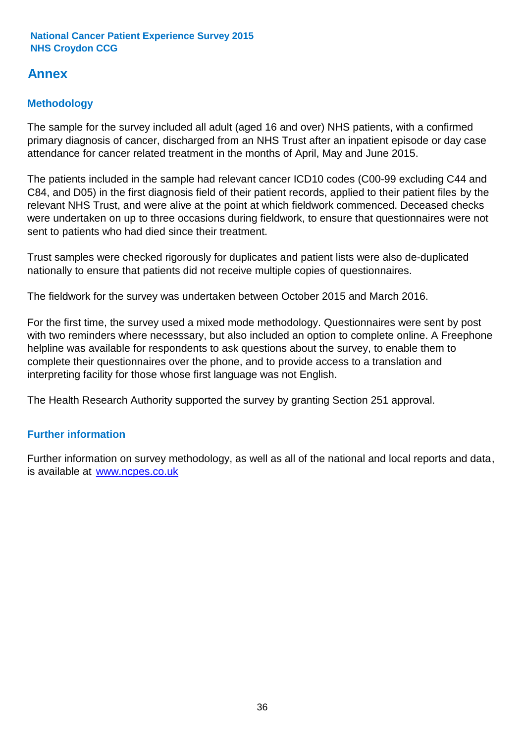## Annex

### Methodology

The sample for the survey included all adult (aged 16 and over) NHS patients, with a confirmed primary diagnosis of cancer, discharged from an NHS Trust after an inpatient episode or day case attendance for cancer related treatment in the months of April, May and June 2015.

The patients included in the sample had relevant cancer ICD10 codes (C00-99 excluding C44 and C84, and D05) in the first diagnosis field of their patient records, applied to their patient files by the relevant NHS Trust, and were alive at the point at which fieldwork commenced. Deceased checks were undertaken on up to three occasions during fieldwork, to ensure that questionnaires were not sent to patients who had died since their treatment.

Trust samples were checked rigorously for duplicates and patient lists were also de-duplicated nationally to ensure that patients did not receive multiple copies of questionnaires.

The fieldwork for the survey was undertaken between October 2015 and March 2016.

For the first time, the survey used a mixed mode methodology. Questionnaires were sent by post with two reminders where necesssary, but also included an option to complete online. A Freephone helpline was available for respondents to ask questions about the survey, to enable them to complete their questionnaires over the phone, and to provide access to a translation and interpreting facility for those whose first language was not English.

The Health Research Authority supported the survey by granting Section 251 approval.

### Further information

Further information on survey methodology, as well as all of the national and local reports and data, is available at [www.ncpes.co.uk](www.ncpes.co.uk)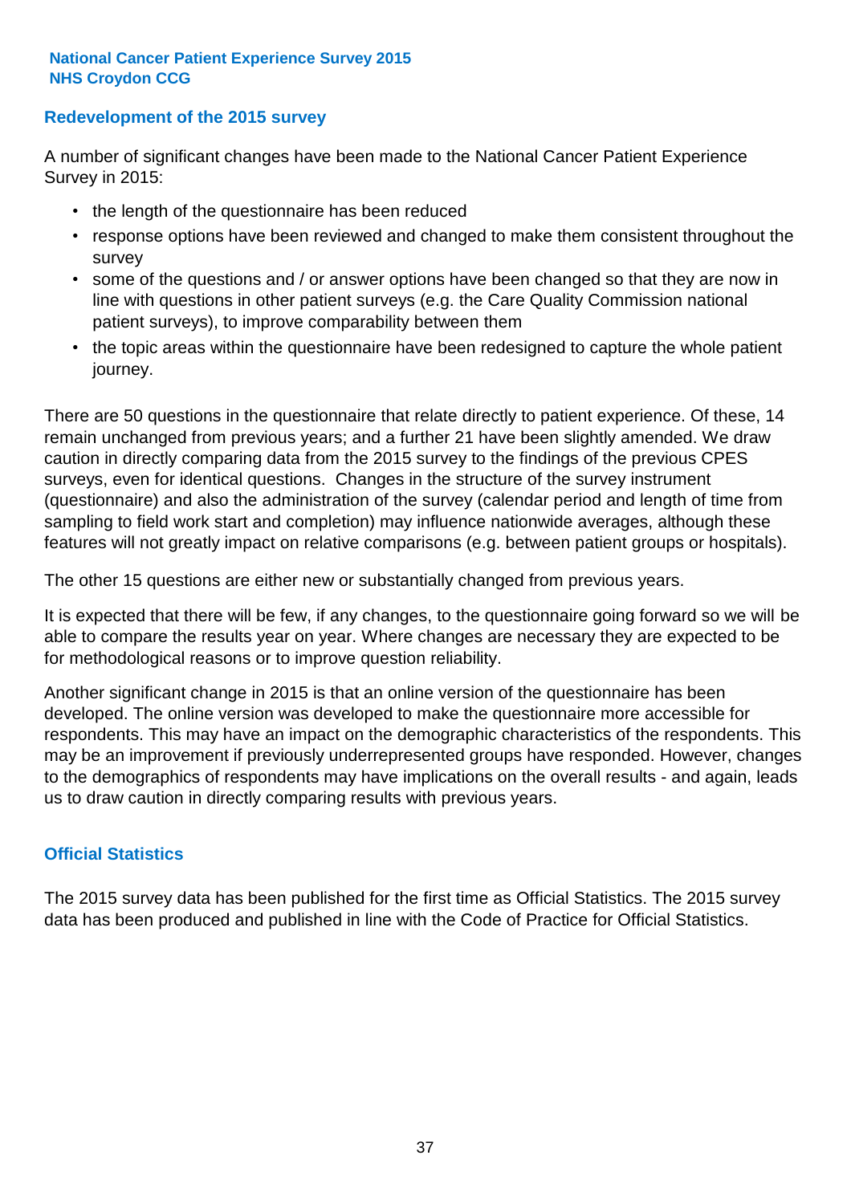## Redevelopment of the 2015 survey

A number of significant changes have been made to the National Cancer Patient Experience Survey in 2015:

- the length of the questionnaire has been reduced
- response options have been reviewed and changed to make them consistent throughout the survey
- some of the questions and / or answer options have been changed so that they are now in line with questions in other patient surveys (e.g. the Care Quality Commission national patient surveys), to improve comparability between them
- the topic areas within the questionnaire have been redesigned to capture the whole patient journey.

There are 50 questions in the questionnaire that relate directly to patient experience. Of these, 14 remain unchanged from previous years; and a further 21 have been slightly amended. We draw caution in directly comparing data from the 2015 survey to the findings of the previous CPES surveys, even for identical questions. Changes in the structure of the survey instrument (questionnaire) and also the administration of the survey (calendar period and length of time from sampling to field work start and completion) may influence nationwide averages, although these features will not greatly impact on relative comparisons (e.g. between patient groups or hospitals).

The other 15 questions are either new or substantially changed from previous years.

It is expected that there will be few, if any changes, to the questionnaire going forward so we will be able to compare the results year on year. Where changes are necessary they are expected to be for methodological reasons or to improve question reliability.

Another significant change in 2015 is that an online version of the questionnaire has been developed. The online version was developed to make the questionnaire more accessible for respondents. This may have an impact on the demographic characteristics of the respondents. This may be an improvement if previously underrepresented groups have responded. However, changes to the demographics of respondents may have implications on the overall results - and again, leads us to draw caution in directly comparing results with previous years.

## Official Statistics

The 2015 survey data has been published for the first time as Official Statistics. The 2015 survey data has been produced and published in line with the Code of Practice for Official Statistics.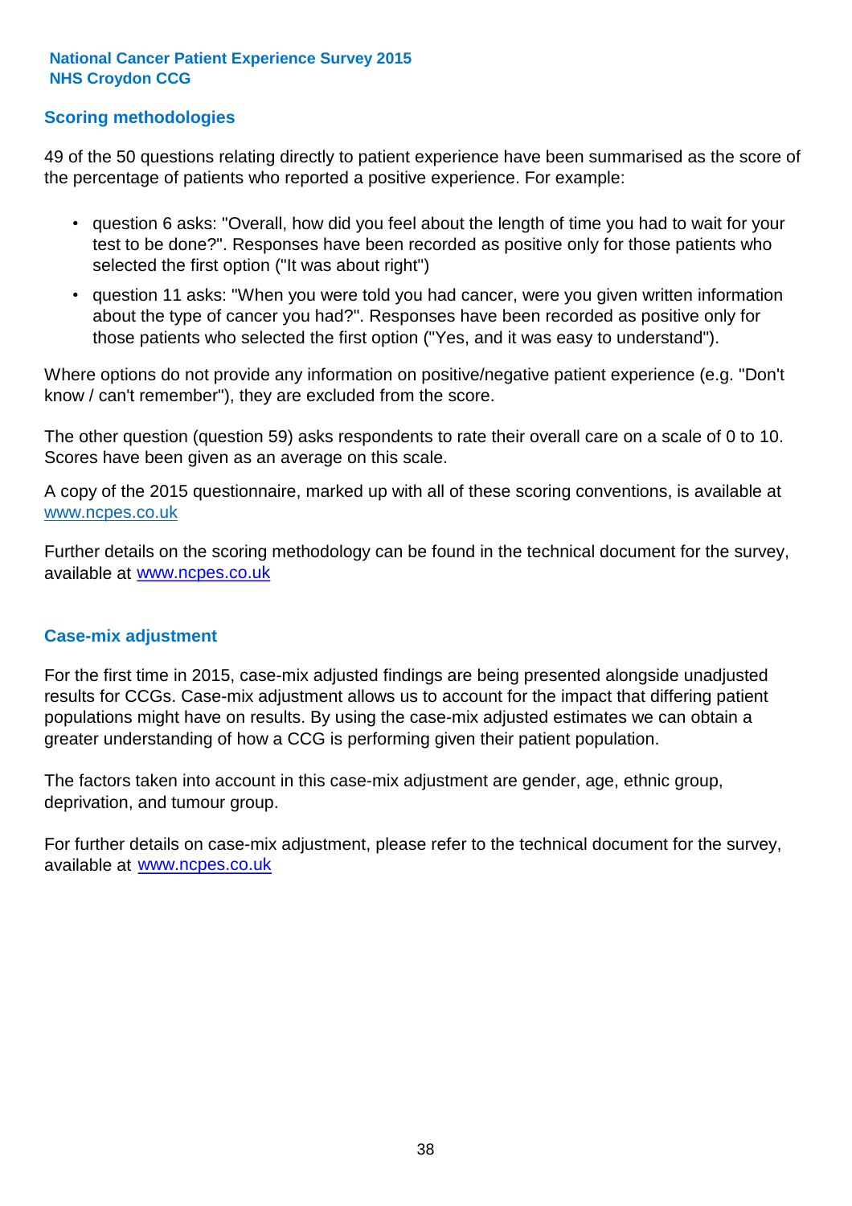## Scoring methodologies

49 of the 50 questions relating directly to patient experience have been summarised as the score of the percentage of patients who reported a positive experience. For example:

- question 6 asks: "Overall, how did you feel about the length of time you had to wait for your test to be done?". Responses have been recorded as positive only for those patients who selected the first option ("It was about right")
- question 11 asks: "When you were told you had cancer, were you given written information about the type of cancer you had?". Responses have been recorded as positive only for those patients who selected the first option ("Yes, and it was easy to understand").

Where options do not provide any information on positive/negative patient experience (e.g. "Don't know / can't remember"), they are excluded from the score.

The other question (question 59) asks respondents to rate their overall care on a scale of 0 to 10. Scores have been given as an average on this scale.

A copy of the 2015 questionnaire, marked up with all of these scoring conventions, is available at www.ncpes.co.uk

Further details on the scoring methodology can be found in the technical document for the survey, available at www.ncpes.co.uk

## Case-mix adjustment

For the first time in 2015, case-mix adjusted findings are being presented alongside unadjusted results for CCGs. Case-mix adjustment allows us to account for the impact that differing patient populations might have on results. By using the case-mix adjusted estimates we can obtain a greater understanding of how a CCG is performing given their patient population.

The factors taken into account in this case-mix adjustment are gender, age, ethnic group, deprivation, and tumour group.

For further details on case-mix adjustment, please refer to the technical document for the survey, available at www.ncpes.co.uk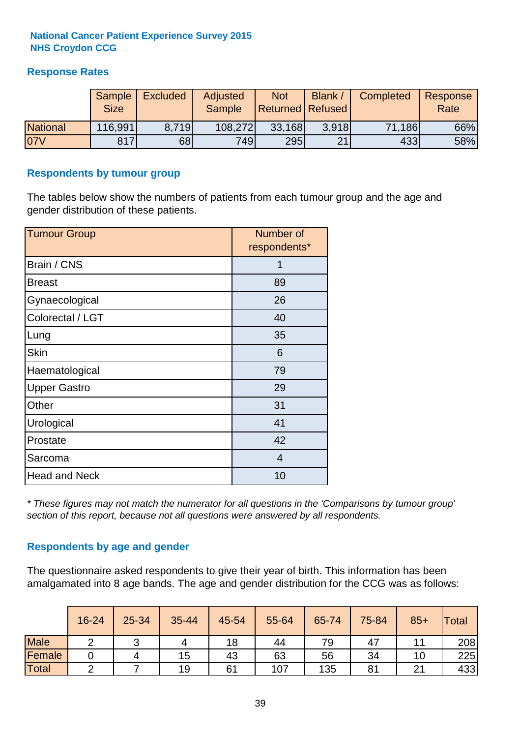**National Cancer Patient Experience Survey 2015**
**NHS Croydon CCG**

## Response Rates

| | Sample Size | Excluded | Adjusted Sample | Not Returned | Blank / Refused | Completed | Response Rate |
|---|---|---|---|---|---|---|---|
| National | 116,991 | 8,719 | 108,272 | 33,168 | 3,918 | 71,186 | 66% |
| 07V | 817 | 68 | 749 | 295 | 21 | 433 | 58% |

## Respondents by tumour group

The tables below show the numbers of patients from each tumour group and the age and gender distribution of these patients.

| Tumour Group | Number of respondents* |
|---|---|
| Brain / CNS | 1 |
| Breast | 89 |
| Gynaecological | 26 |
| Colorectal / LGT | 40 |
| Lung | 35 |
| Skin | 6 |
| Haematological | 79 |
| Upper Gastro | 29 |
| Other | 31 |
| Urological | 41 |
| Prostate | 42 |
| Sarcoma | 4 |
| Head and Neck | 10 |

*\* These figures may not match the numerator for all questions in the 'Comparisons by tumour group' section of this report, because not all questions were answered by all respondents.*

## Respondents by age and gender

The questionnaire asked respondents to give their year of birth. This information has been amalgamated into 8 age bands. The age and gender distribution for the CCG was as follows:

| | 16-24 | 25-34 | 35-44 | 45-54 | 55-64 | 65-74 | 75-84 | 85+ | Total |
|---|---|---|---|---|---|---|---|---|---|
| Male | 2 | 3 | 4 | 18 | 44 | 79 | 47 | 11 | 208 |
| Female | 0 | 4 | 15 | 43 | 63 | 56 | 34 | 10 | 225 |
| Total | 2 | 7 | 19 | 61 | 107 | 135 | 81 | 21 | 433 |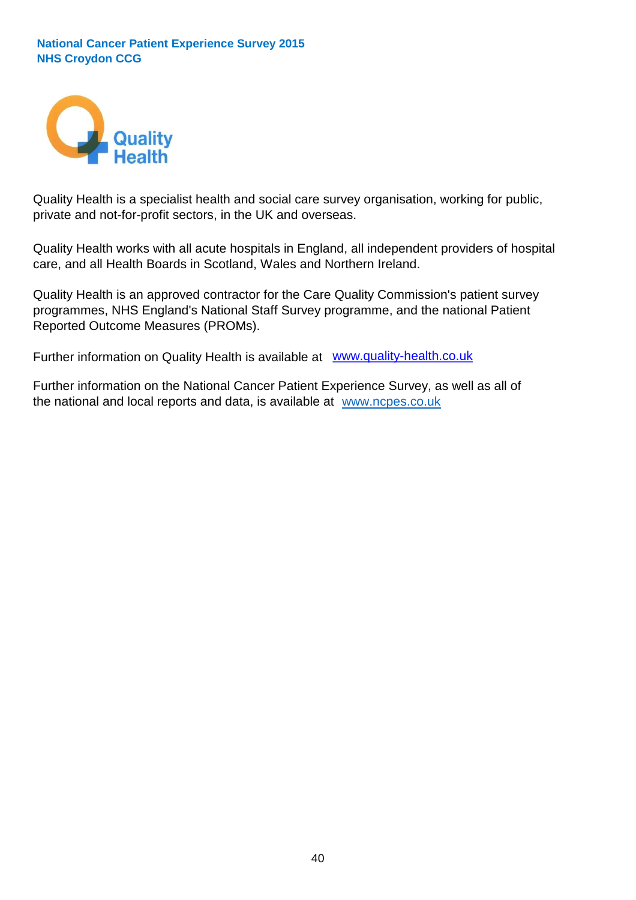**National Cancer Patient Experience Survey 2015**
**NHS Croydon CCG**

Quality Health

Quality Health is a specialist health and social care survey organisation, working for public, private and not-for-profit sectors, in the UK and overseas.

Quality Health works with all acute hospitals in England, all independent providers of hospital care, and all Health Boards in Scotland, Wales and Northern Ireland.

Quality Health is an approved contractor for the Care Quality Commission's patient survey programmes, NHS England's National Staff Survey programme, and the national Patient Reported Outcome Measures (PROMs).

Further information on Quality Health is available at [www.quality-health.co.uk](http://www.quality-health.co.uk)

Further information on the National Cancer Patient Experience Survey, as well as all of the national and local reports and data, is available at [www.ncpes.co.uk](http://www.ncpes.co.uk)